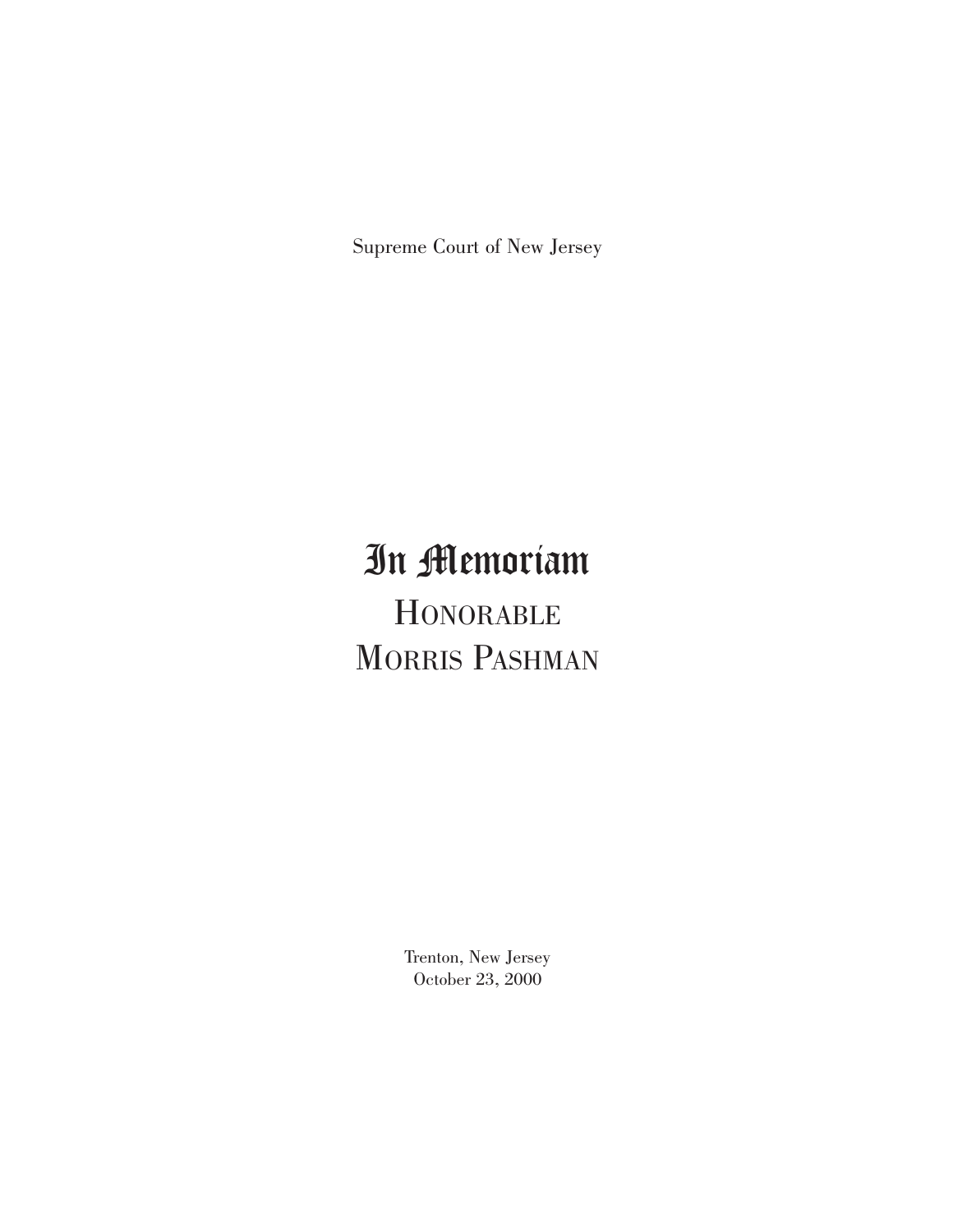Supreme Court of New Jersey

# In Memoriam

## Honorable Morris Pashman

Trenton, New Jersey
October 23, 2000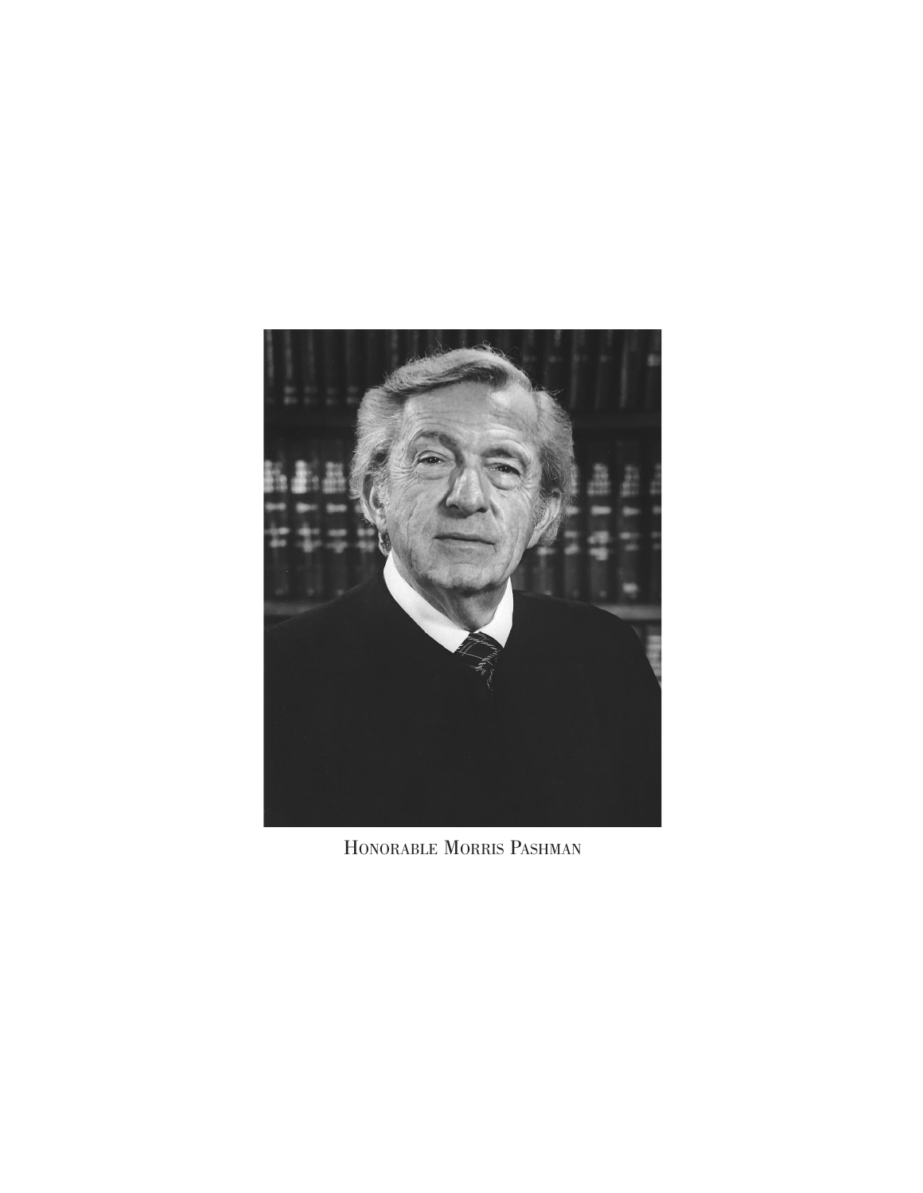HONORABLE MORRIS PASHMAN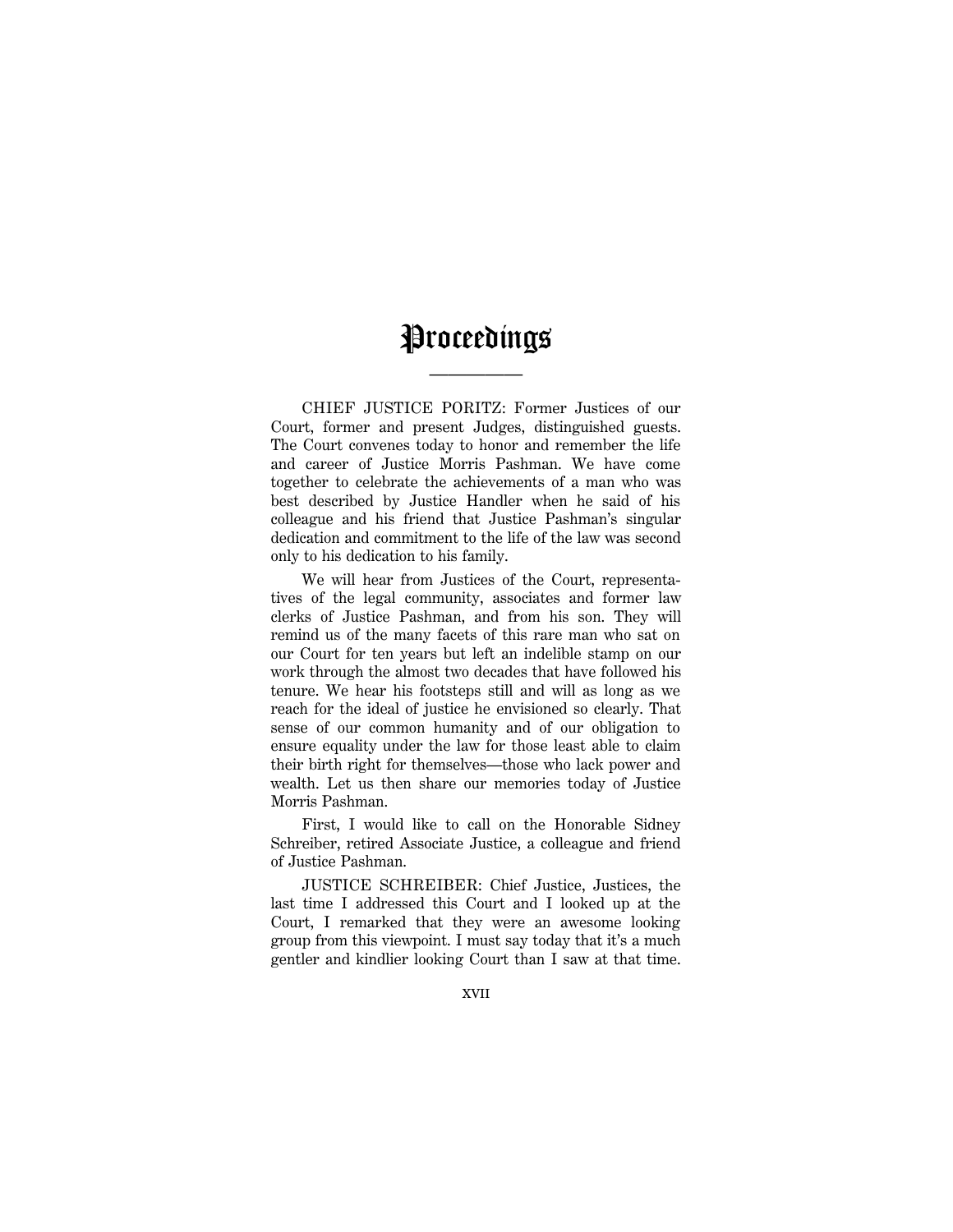# Proceedings

CHIEF JUSTICE PORITZ: Former Justices of our Court, former and present Judges, distinguished guests. The Court convenes today to honor and remember the life and career of Justice Morris Pashman. We have come together to celebrate the achievements of a man who was best described by Justice Handler when he said of his colleague and his friend that Justice Pashman's singular dedication and commitment to the life of the law was second only to his dedication to his family.

We will hear from Justices of the Court, representatives of the legal community, associates and former law clerks of Justice Pashman, and from his son. They will remind us of the many facets of this rare man who sat on our Court for ten years but left an indelible stamp on our work through the almost two decades that have followed his tenure. We hear his footsteps still and will as long as we reach for the ideal of justice he envisioned so clearly. That sense of our common humanity and of our obligation to ensure equality under the law for those least able to claim their birth right for themselves—those who lack power and wealth. Let us then share our memories today of Justice Morris Pashman.

First, I would like to call on the Honorable Sidney Schreiber, retired Associate Justice, a colleague and friend of Justice Pashman.

JUSTICE SCHREIBER: Chief Justice, Justices, the last time I addressed this Court and I looked up at the Court, I remarked that they were an awesome looking group from this viewpoint. I must say today that it's a much gentler and kindlier looking Court than I saw at that time.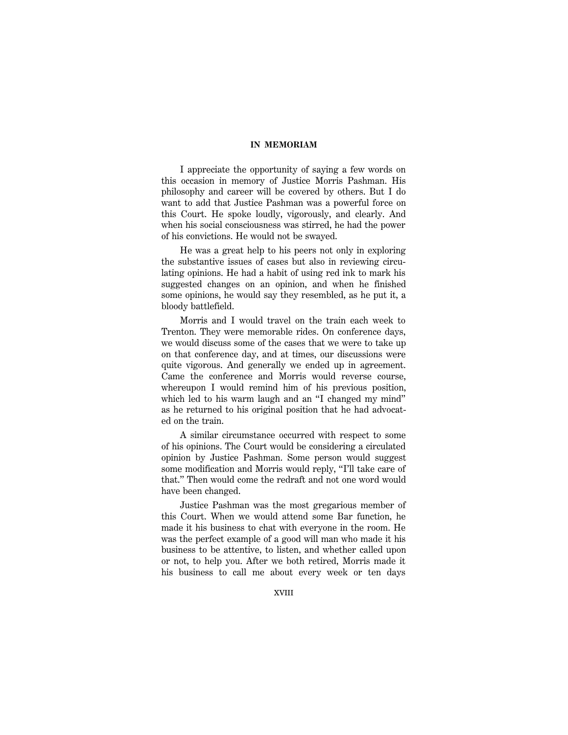## IN MEMORIAM

I appreciate the opportunity of saying a few words on this occasion in memory of Justice Morris Pashman. His philosophy and career will be covered by others. But I do want to add that Justice Pashman was a powerful force on this Court. He spoke loudly, vigorously, and clearly. And when his social consciousness was stirred, he had the power of his convictions. He would not be swayed.

He was a great help to his peers not only in exploring the substantive issues of cases but also in reviewing circulating opinions. He had a habit of using red ink to mark his suggested changes on an opinion, and when he finished some opinions, he would say they resembled, as he put it, a bloody battlefield.

Morris and I would travel on the train each week to Trenton. They were memorable rides. On conference days, we would discuss some of the cases that we were to take up on that conference day, and at times, our discussions were quite vigorous. And generally we ended up in agreement. Came the conference and Morris would reverse course, whereupon I would remind him of his previous position, which led to his warm laugh and an "I changed my mind" as he returned to his original position that he had advocated on the train.

A similar circumstance occurred with respect to some of his opinions. The Court would be considering a circulated opinion by Justice Pashman. Some person would suggest some modification and Morris would reply, "I'll take care of that." Then would come the redraft and not one word would have been changed.

Justice Pashman was the most gregarious member of this Court. When we would attend some Bar function, he made it his business to chat with everyone in the room. He was the perfect example of a good will man who made it his business to be attentive, to listen, and whether called upon or not, to help you. After we both retired, Morris made it his business to call me about every week or ten days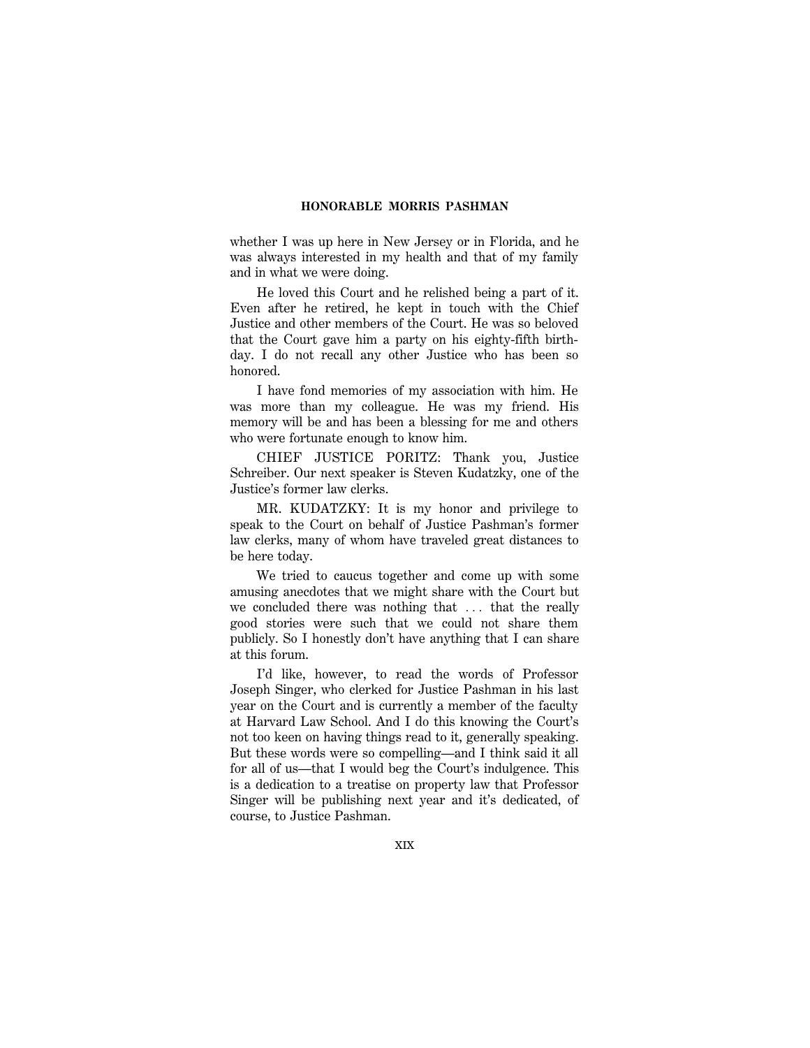whether I was up here in New Jersey or in Florida, and he was always interested in my health and that of my family and in what we were doing.

He loved this Court and he relished being a part of it. Even after he retired, he kept in touch with the Chief Justice and other members of the Court. He was so beloved that the Court gave him a party on his eighty-fifth birthday. I do not recall any other Justice who has been so honored.

I have fond memories of my association with him. He was more than my colleague. He was my friend. His memory will be and has been a blessing for me and others who were fortunate enough to know him.

CHIEF JUSTICE PORITZ: Thank you, Justice Schreiber. Our next speaker is Steven Kudatzky, one of the Justice's former law clerks.

MR. KUDATZKY: It is my honor and privilege to speak to the Court on behalf of Justice Pashman's former law clerks, many of whom have traveled great distances to be here today.

We tried to caucus together and come up with some amusing anecdotes that we might share with the Court but we concluded there was nothing that ... that the really good stories were such that we could not share them publicly. So I honestly don't have anything that I can share at this forum.

I'd like, however, to read the words of Professor Joseph Singer, who clerked for Justice Pashman in his last year on the Court and is currently a member of the faculty at Harvard Law School. And I do this knowing the Court's not too keen on having things read to it, generally speaking. But these words were so compelling—and I think said it all for all of us—that I would beg the Court's indulgence. This is a dedication to a treatise on property law that Professor Singer will be publishing next year and it's dedicated, of course, to Justice Pashman.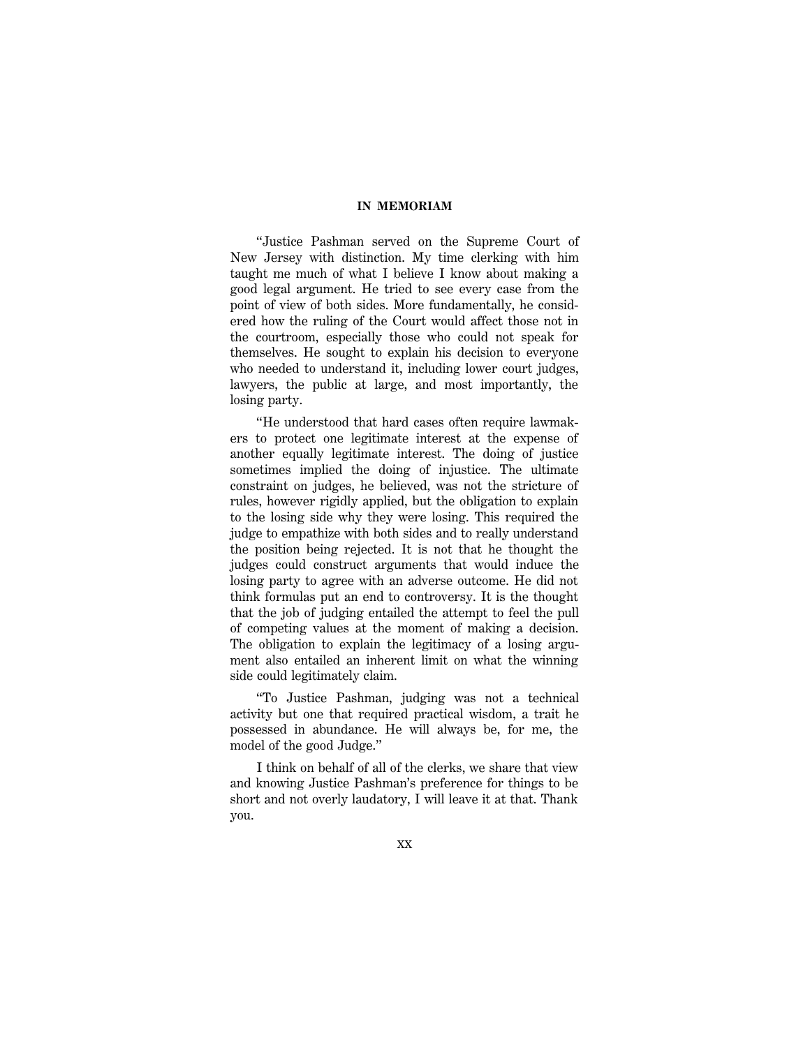**IN MEMORIAM**

"Justice Pashman served on the Supreme Court of New Jersey with distinction. My time clerking with him taught me much of what I believe I know about making a good legal argument. He tried to see every case from the point of view of both sides. More fundamentally, he considered how the ruling of the Court would affect those not in the courtroom, especially those who could not speak for themselves. He sought to explain his decision to everyone who needed to understand it, including lower court judges, lawyers, the public at large, and most importantly, the losing party.

"He understood that hard cases often require lawmakers to protect one legitimate interest at the expense of another equally legitimate interest. The doing of justice sometimes implied the doing of injustice. The ultimate constraint on judges, he believed, was not the stricture of rules, however rigidly applied, but the obligation to explain to the losing side why they were losing. This required the judge to empathize with both sides and to really understand the position being rejected. It is not that he thought the judges could construct arguments that would induce the losing party to agree with an adverse outcome. He did not think formulas put an end to controversy. It is the thought that the job of judging entailed the attempt to feel the pull of competing values at the moment of making a decision. The obligation to explain the legitimacy of a losing argument also entailed an inherent limit on what the winning side could legitimately claim.

"To Justice Pashman, judging was not a technical activity but one that required practical wisdom, a trait he possessed in abundance. He will always be, for me, the model of the good Judge."

I think on behalf of all of the clerks, we share that view and knowing Justice Pashman's preference for things to be short and not overly laudatory, I will leave it at that. Thank you.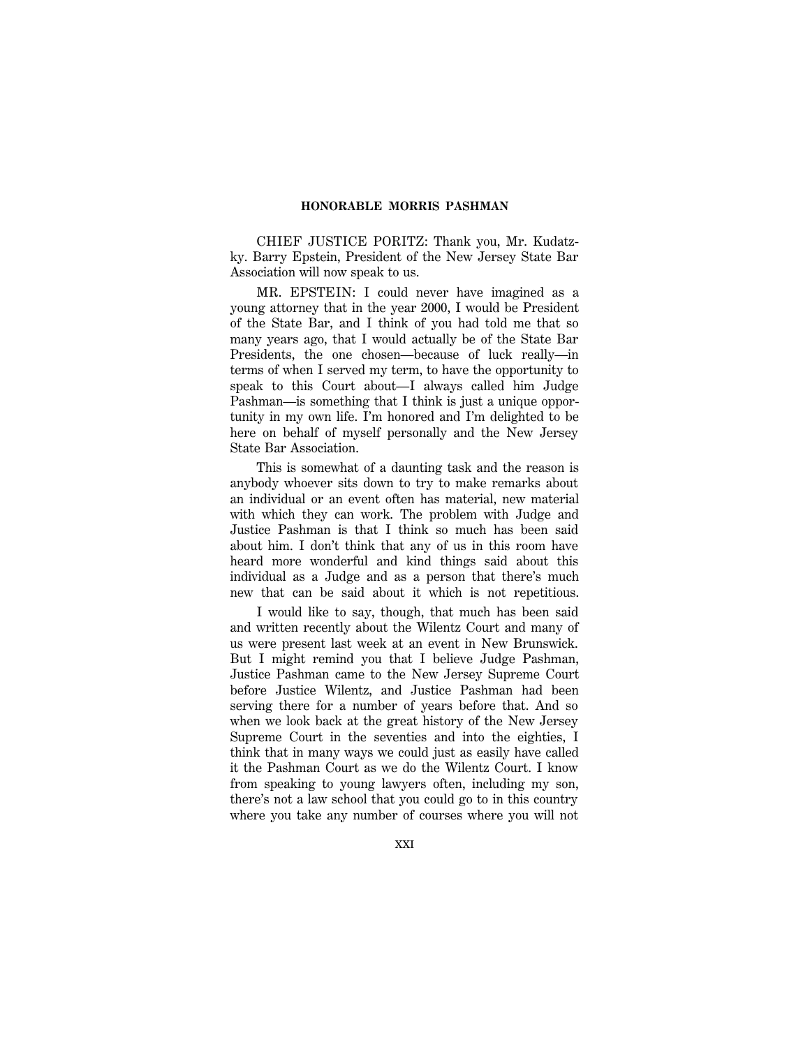## HONORABLE MORRIS PASHMAN

CHIEF JUSTICE PORITZ: Thank you, Mr. Kudatzky. Barry Epstein, President of the New Jersey State Bar Association will now speak to us.

MR. EPSTEIN: I could never have imagined as a young attorney that in the year 2000, I would be President of the State Bar, and I think of you had told me that so many years ago, that I would actually be of the State Bar Presidents, the one chosen—because of luck really—in terms of when I served my term, to have the opportunity to speak to this Court about—I always called him Judge Pashman—is something that I think is just a unique opportunity in my own life. I'm honored and I'm delighted to be here on behalf of myself personally and the New Jersey State Bar Association.

This is somewhat of a daunting task and the reason is anybody whoever sits down to try to make remarks about an individual or an event often has material, new material with which they can work. The problem with Judge and Justice Pashman is that I think so much has been said about him. I don't think that any of us in this room have heard more wonderful and kind things said about this individual as a Judge and as a person that there's much new that can be said about it which is not repetitious.

I would like to say, though, that much has been said and written recently about the Wilentz Court and many of us were present last week at an event in New Brunswick. But I might remind you that I believe Judge Pashman, Justice Pashman came to the New Jersey Supreme Court before Justice Wilentz, and Justice Pashman had been serving there for a number of years before that. And so when we look back at the great history of the New Jersey Supreme Court in the seventies and into the eighties, I think that in many ways we could just as easily have called it the Pashman Court as we do the Wilentz Court. I know from speaking to young lawyers often, including my son, there's not a law school that you could go to in this country where you take any number of courses where you will not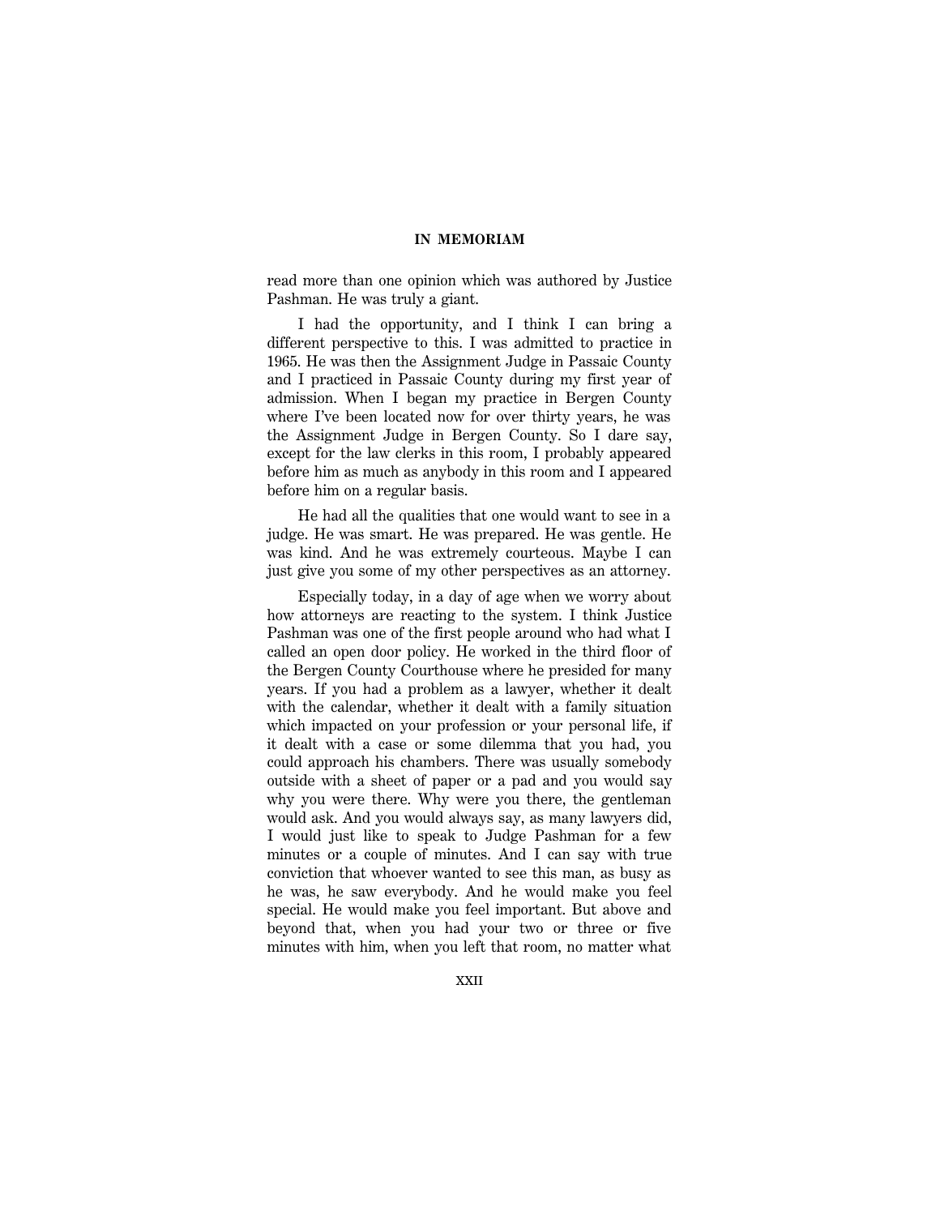read more than one opinion which was authored by Justice Pashman. He was truly a giant.

I had the opportunity, and I think I can bring a different perspective to this. I was admitted to practice in 1965. He was then the Assignment Judge in Passaic County and I practiced in Passaic County during my first year of admission. When I began my practice in Bergen County where I've been located now for over thirty years, he was the Assignment Judge in Bergen County. So I dare say, except for the law clerks in this room, I probably appeared before him as much as anybody in this room and I appeared before him on a regular basis.

He had all the qualities that one would want to see in a judge. He was smart. He was prepared. He was gentle. He was kind. And he was extremely courteous. Maybe I can just give you some of my other perspectives as an attorney.

Especially today, in a day of age when we worry about how attorneys are reacting to the system. I think Justice Pashman was one of the first people around who had what I called an open door policy. He worked in the third floor of the Bergen County Courthouse where he presided for many years. If you had a problem as a lawyer, whether it dealt with the calendar, whether it dealt with a family situation which impacted on your profession or your personal life, if it dealt with a case or some dilemma that you had, you could approach his chambers. There was usually somebody outside with a sheet of paper or a pad and you would say why you were there. Why were you there, the gentleman would ask. And you would always say, as many lawyers did, I would just like to speak to Judge Pashman for a few minutes or a couple of minutes. And I can say with true conviction that whoever wanted to see this man, as busy as he was, he saw everybody. And he would make you feel special. He would make you feel important. But above and beyond that, when you had your two or three or five minutes with him, when you left that room, no matter what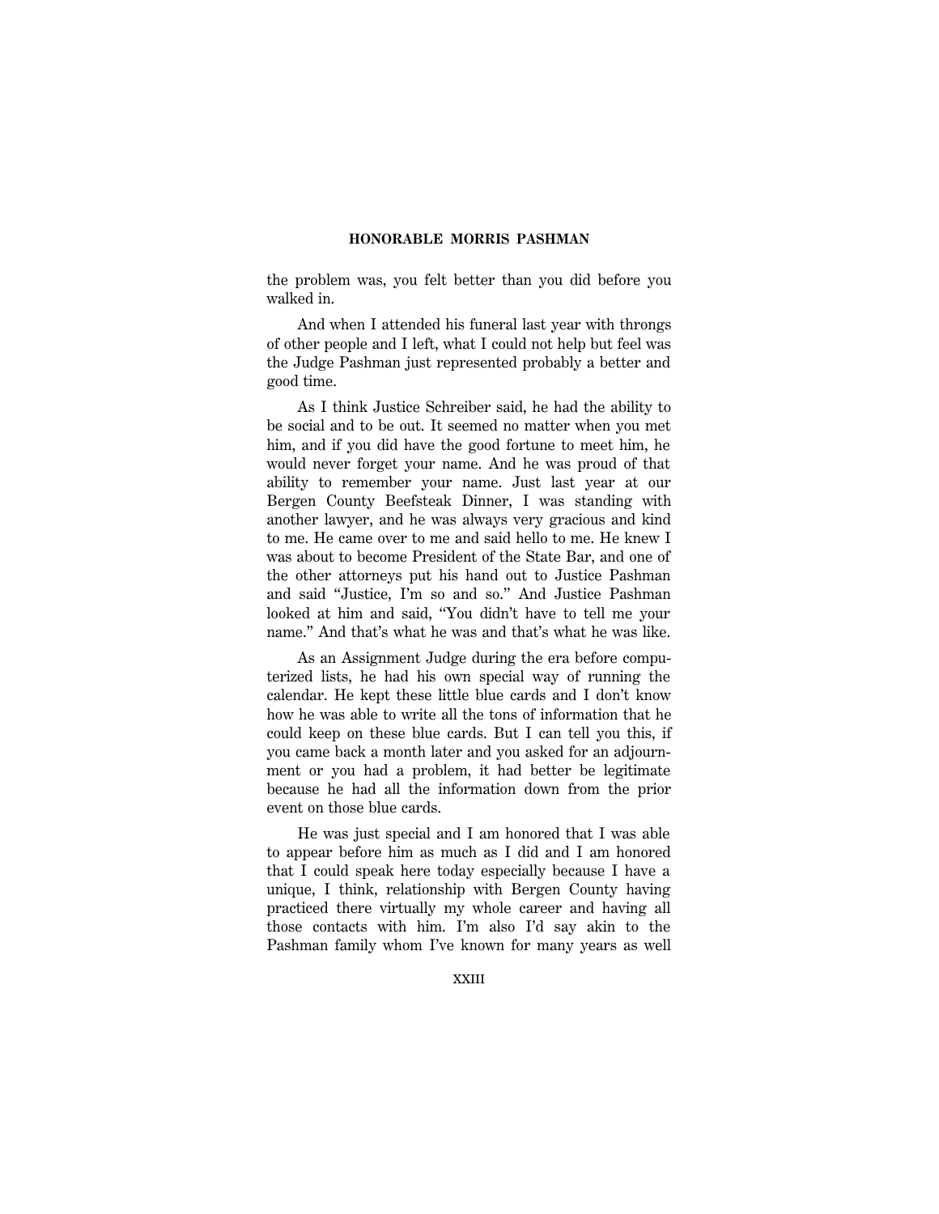the problem was, you felt better than you did before you walked in.

And when I attended his funeral last year with throngs of other people and I left, what I could not help but feel was the Judge Pashman just represented probably a better and good time.

As I think Justice Schreiber said, he had the ability to be social and to be out. It seemed no matter when you met him, and if you did have the good fortune to meet him, he would never forget your name. And he was proud of that ability to remember your name. Just last year at our Bergen County Beefsteak Dinner, I was standing with another lawyer, and he was always very gracious and kind to me. He came over to me and said hello to me. He knew I was about to become President of the State Bar, and one of the other attorneys put his hand out to Justice Pashman and said "Justice, I'm so and so." And Justice Pashman looked at him and said, "You didn't have to tell me your name." And that's what he was and that's what he was like.

As an Assignment Judge during the era before computerized lists, he had his own special way of running the calendar. He kept these little blue cards and I don't know how he was able to write all the tons of information that he could keep on these blue cards. But I can tell you this, if you came back a month later and you asked for an adjournment or you had a problem, it had better be legitimate because he had all the information down from the prior event on those blue cards.

He was just special and I am honored that I was able to appear before him as much as I did and I am honored that I could speak here today especially because I have a unique, I think, relationship with Bergen County having practiced there virtually my whole career and having all those contacts with him. I'm also I'd say akin to the Pashman family whom I've known for many years as well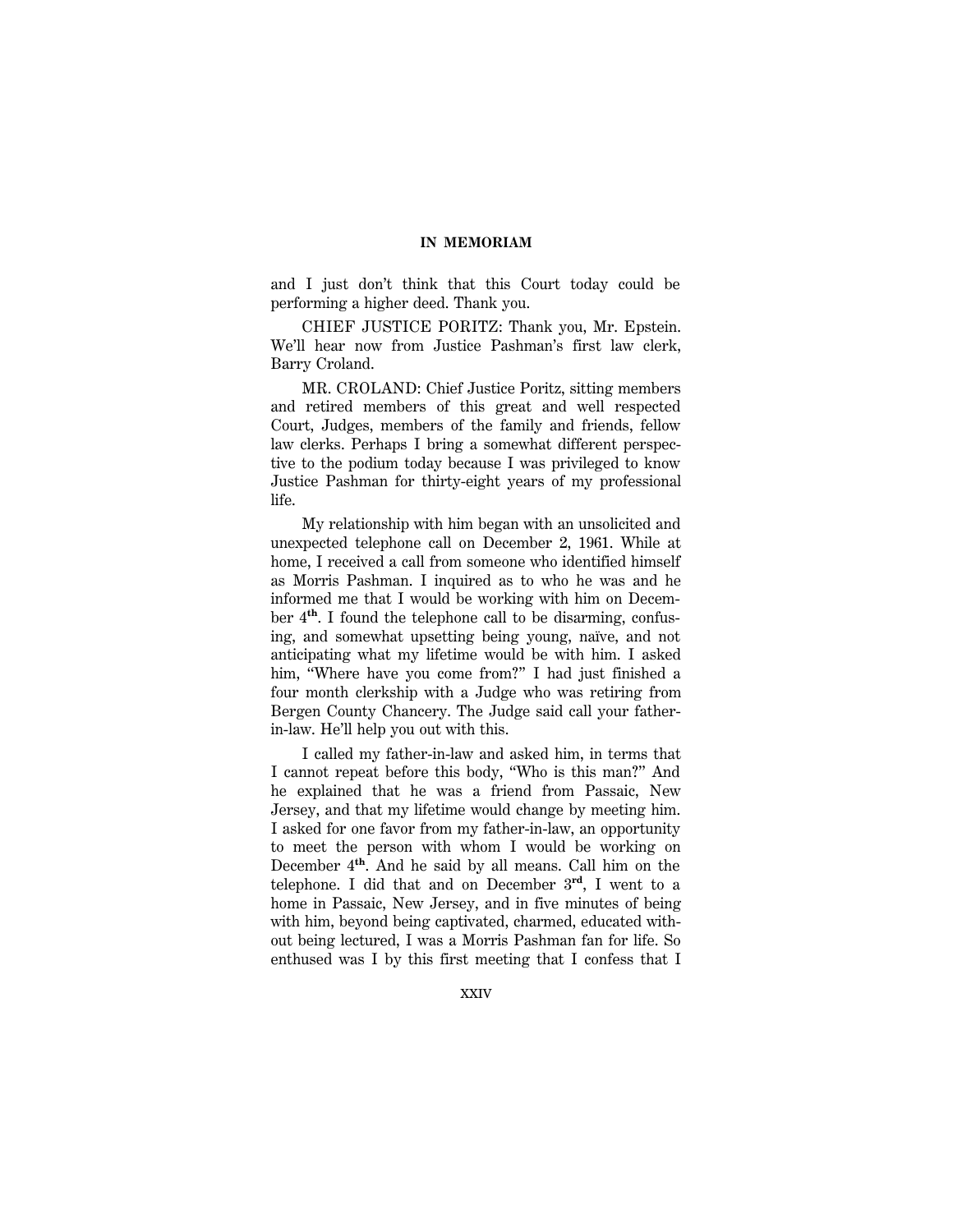and I just don't think that this Court today could be performing a higher deed. Thank you.

CHIEF JUSTICE PORITZ: Thank you, Mr. Epstein. We'll hear now from Justice Pashman's first law clerk, Barry Croland.

MR. CROLAND: Chief Justice Poritz, sitting members and retired members of this great and well respected Court, Judges, members of the family and friends, fellow law clerks. Perhaps I bring a somewhat different perspective to the podium today because I was privileged to know Justice Pashman for thirty-eight years of my professional life.

My relationship with him began with an unsolicited and unexpected telephone call on December 2, 1961. While at home, I received a call from someone who identified himself as Morris Pashman. I inquired as to who he was and he informed me that I would be working with him on December 4**th**. I found the telephone call to be disarming, confusing, and somewhat upsetting being young, naïve, and not anticipating what my lifetime would be with him. I asked him, "Where have you come from?" I had just finished a four month clerkship with a Judge who was retiring from Bergen County Chancery. The Judge said call your father-in-law. He'll help you out with this.

I called my father-in-law and asked him, in terms that I cannot repeat before this body, "Who is this man?" And he explained that he was a friend from Passaic, New Jersey, and that my lifetime would change by meeting him. I asked for one favor from my father-in-law, an opportunity to meet the person with whom I would be working on December 4**th**. And he said by all means. Call him on the telephone. I did that and on December 3**rd**, I went to a home in Passaic, New Jersey, and in five minutes of being with him, beyond being captivated, charmed, educated without being lectured, I was a Morris Pashman fan for life. So enthused was I by this first meeting that I confess that I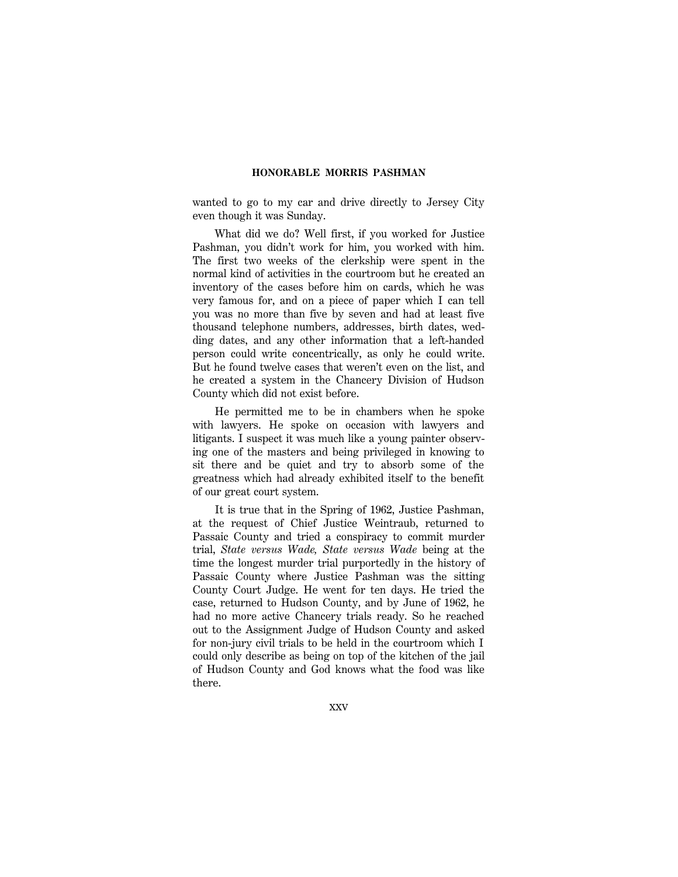wanted to go to my car and drive directly to Jersey City even though it was Sunday.

What did we do? Well first, if you worked for Justice Pashman, you didn't work for him, you worked with him. The first two weeks of the clerkship were spent in the normal kind of activities in the courtroom but he created an inventory of the cases before him on cards, which he was very famous for, and on a piece of paper which I can tell you was no more than five by seven and had at least five thousand telephone numbers, addresses, birth dates, wedding dates, and any other information that a left-handed person could write concentrically, as only he could write. But he found twelve cases that weren't even on the list, and he created a system in the Chancery Division of Hudson County which did not exist before.

He permitted me to be in chambers when he spoke with lawyers. He spoke on occasion with lawyers and litigants. I suspect it was much like a young painter observing one of the masters and being privileged in knowing to sit there and be quiet and try to absorb some of the greatness which had already exhibited itself to the benefit of our great court system.

It is true that in the Spring of 1962, Justice Pashman, at the request of Chief Justice Weintraub, returned to Passaic County and tried a conspiracy to commit murder trial, *State versus Wade, State versus Wade* being at the time the longest murder trial purportedly in the history of Passaic County where Justice Pashman was the sitting County Court Judge. He went for ten days. He tried the case, returned to Hudson County, and by June of 1962, he had no more active Chancery trials ready. So he reached out to the Assignment Judge of Hudson County and asked for non-jury civil trials to be held in the courtroom which I could only describe as being on top of the kitchen of the jail of Hudson County and God knows what the food was like there.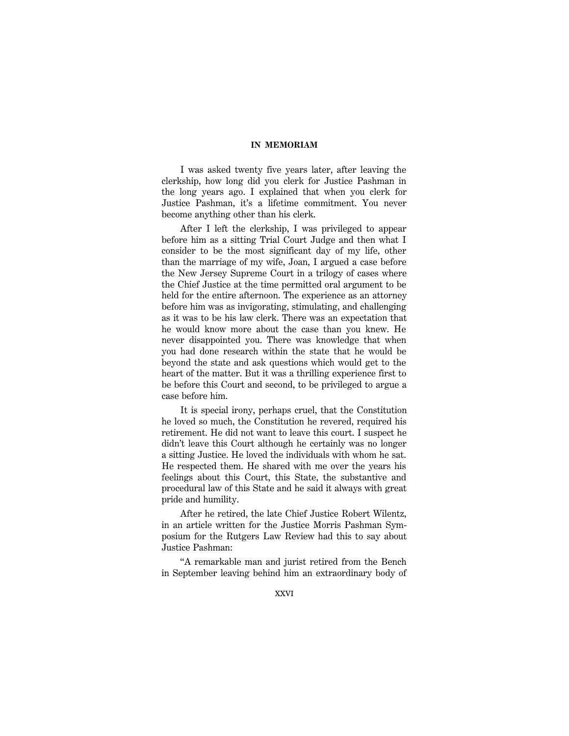I was asked twenty five years later, after leaving the clerkship, how long did you clerk for Justice Pashman in the long years ago. I explained that when you clerk for Justice Pashman, it's a lifetime commitment. You never become anything other than his clerk.

After I left the clerkship, I was privileged to appear before him as a sitting Trial Court Judge and then what I consider to be the most significant day of my life, other than the marriage of my wife, Joan, I argued a case before the New Jersey Supreme Court in a trilogy of cases where the Chief Justice at the time permitted oral argument to be held for the entire afternoon. The experience as an attorney before him was as invigorating, stimulating, and challenging as it was to be his law clerk. There was an expectation that he would know more about the case than you knew. He never disappointed you. There was knowledge that when you had done research within the state that he would be beyond the state and ask questions which would get to the heart of the matter. But it was a thrilling experience first to be before this Court and second, to be privileged to argue a case before him.

It is special irony, perhaps cruel, that the Constitution he loved so much, the Constitution he revered, required his retirement. He did not want to leave this court. I suspect he didn't leave this Court although he certainly was no longer a sitting Justice. He loved the individuals with whom he sat. He respected them. He shared with me over the years his feelings about this Court, this State, the substantive and procedural law of this State and he said it always with great pride and humility.

After he retired, the late Chief Justice Robert Wilentz, in an article written for the Justice Morris Pashman Symposium for the Rutgers Law Review had this to say about Justice Pashman:

"A remarkable man and jurist retired from the Bench in September leaving behind him an extraordinary body of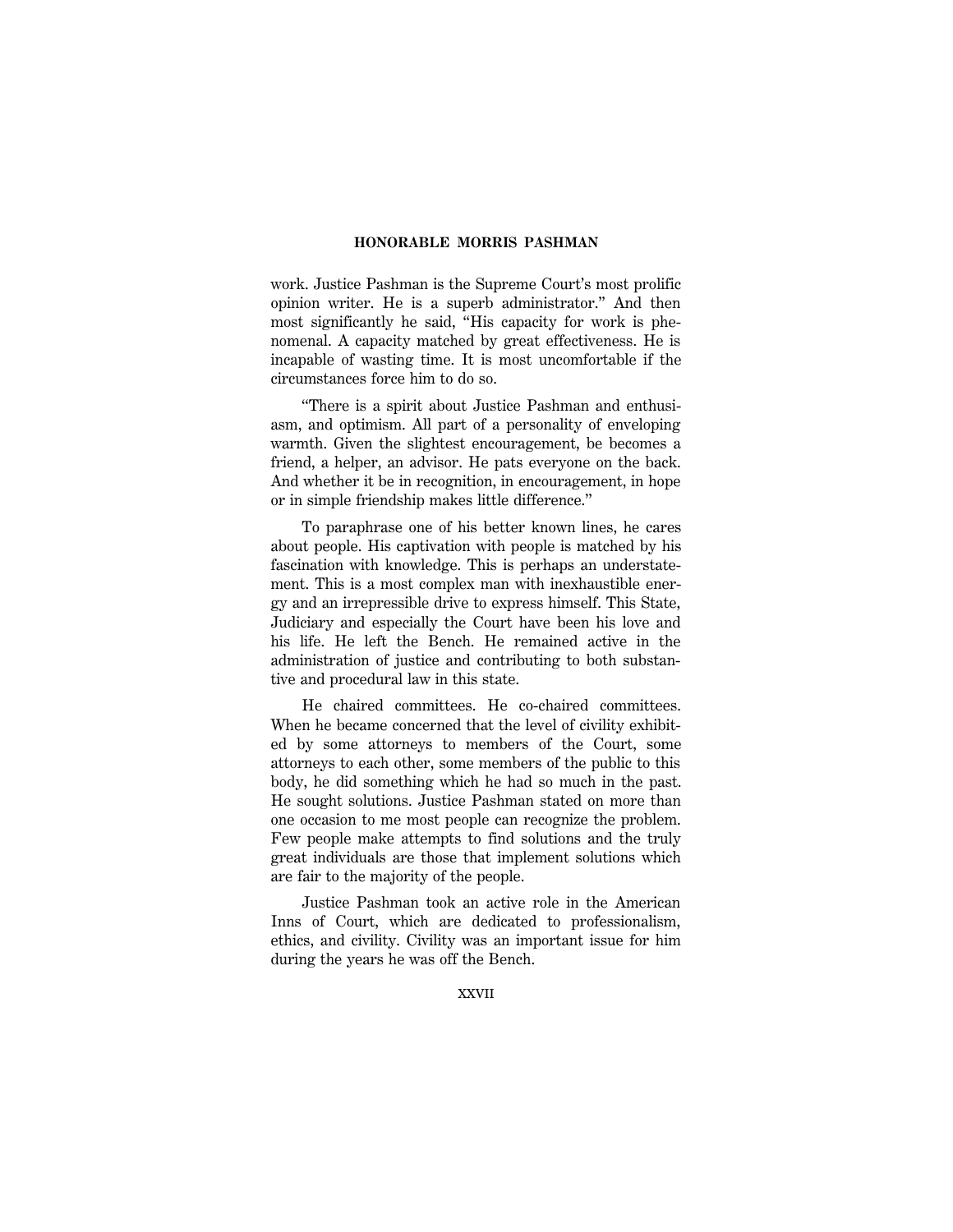work. Justice Pashman is the Supreme Court's most prolific opinion writer. He is a superb administrator." And then most significantly he said, "His capacity for work is phenomenal. A capacity matched by great effectiveness. He is incapable of wasting time. It is most uncomfortable if the circumstances force him to do so.

"There is a spirit about Justice Pashman and enthusiasm, and optimism. All part of a personality of enveloping warmth. Given the slightest encouragement, be becomes a friend, a helper, an advisor. He pats everyone on the back. And whether it be in recognition, in encouragement, in hope or in simple friendship makes little difference."

To paraphrase one of his better known lines, he cares about people. His captivation with people is matched by his fascination with knowledge. This is perhaps an understatement. This is a most complex man with inexhaustible energy and an irrepressible drive to express himself. This State, Judiciary and especially the Court have been his love and his life. He left the Bench. He remained active in the administration of justice and contributing to both substantive and procedural law in this state.

He chaired committees. He co-chaired committees. When he became concerned that the level of civility exhibited by some attorneys to members of the Court, some attorneys to each other, some members of the public to this body, he did something which he had so much in the past. He sought solutions. Justice Pashman stated on more than one occasion to me most people can recognize the problem. Few people make attempts to find solutions and the truly great individuals are those that implement solutions which are fair to the majority of the people.

Justice Pashman took an active role in the American Inns of Court, which are dedicated to professionalism, ethics, and civility. Civility was an important issue for him during the years he was off the Bench.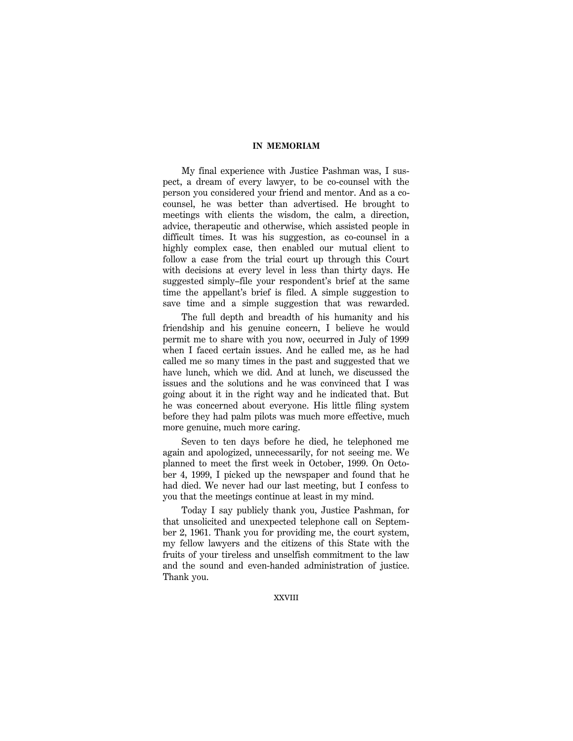My final experience with Justice Pashman was, I suspect, a dream of every lawyer, to be co-counsel with the person you considered your friend and mentor. And as a co-counsel, he was better than advertised. He brought to meetings with clients the wisdom, the calm, a direction, advice, therapeutic and otherwise, which assisted people in difficult times. It was his suggestion, as co-counsel in a highly complex case, then enabled our mutual client to follow a case from the trial court up through this Court with decisions at every level in less than thirty days. He suggested simply–file your respondent's brief at the same time the appellant's brief is filed. A simple suggestion to save time and a simple suggestion that was rewarded.

The full depth and breadth of his humanity and his friendship and his genuine concern, I believe he would permit me to share with you now, occurred in July of 1999 when I faced certain issues. And he called me, as he had called me so many times in the past and suggested that we have lunch, which we did. And at lunch, we discussed the issues and the solutions and he was convinced that I was going about it in the right way and he indicated that. But he was concerned about everyone. His little filing system before they had palm pilots was much more effective, much more genuine, much more caring.

Seven to ten days before he died, he telephoned me again and apologized, unnecessarily, for not seeing me. We planned to meet the first week in October, 1999. On October 4, 1999, I picked up the newspaper and found that he had died. We never had our last meeting, but I confess to you that the meetings continue at least in my mind.

Today I say publicly thank you, Justice Pashman, for that unsolicited and unexpected telephone call on September 2, 1961. Thank you for providing me, the court system, my fellow lawyers and the citizens of this State with the fruits of your tireless and unselfish commitment to the law and the sound and even-handed administration of justice. Thank you.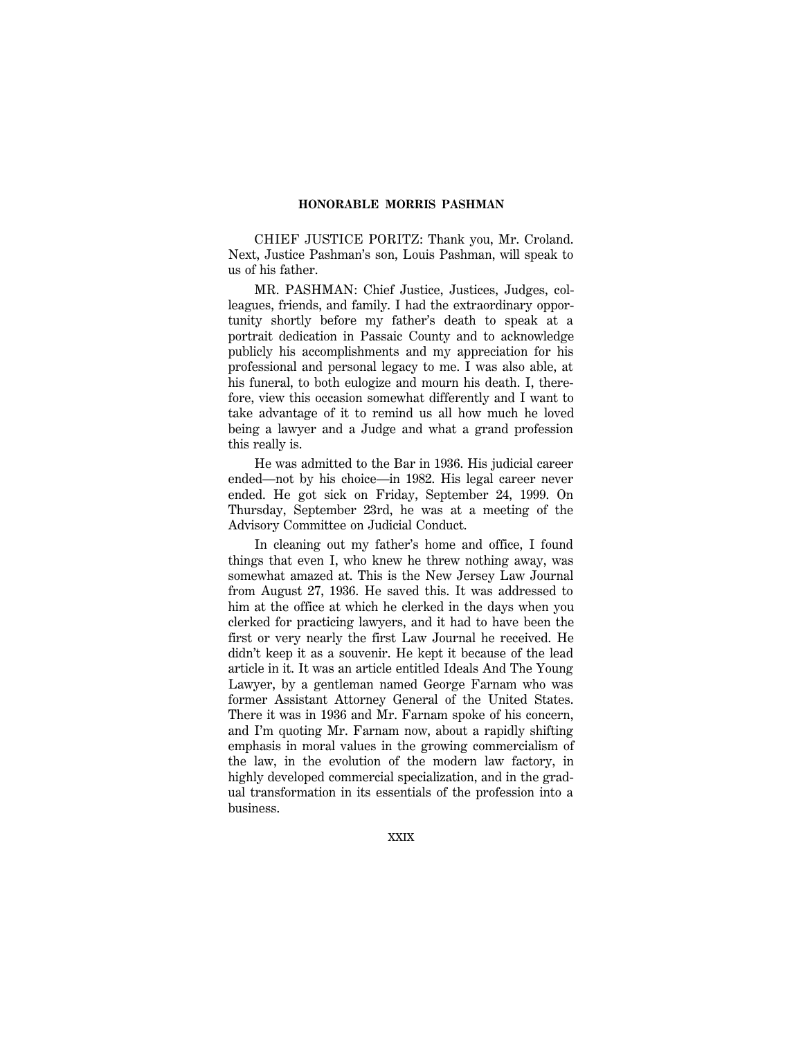## HONORABLE MORRIS PASHMAN

CHIEF JUSTICE PORITZ: Thank you, Mr. Croland. Next, Justice Pashman's son, Louis Pashman, will speak to us of his father.

MR. PASHMAN: Chief Justice, Justices, Judges, colleagues, friends, and family. I had the extraordinary opportunity shortly before my father's death to speak at a portrait dedication in Passaic County and to acknowledge publicly his accomplishments and my appreciation for his professional and personal legacy to me. I was also able, at his funeral, to both eulogize and mourn his death. I, therefore, view this occasion somewhat differently and I want to take advantage of it to remind us all how much he loved being a lawyer and a Judge and what a grand profession this really is.

He was admitted to the Bar in 1936. His judicial career ended—not by his choice—in 1982. His legal career never ended. He got sick on Friday, September 24, 1999. On Thursday, September 23rd, he was at a meeting of the Advisory Committee on Judicial Conduct.

In cleaning out my father's home and office, I found things that even I, who knew he threw nothing away, was somewhat amazed at. This is the New Jersey Law Journal from August 27, 1936. He saved this. It was addressed to him at the office at which he clerked in the days when you clerked for practicing lawyers, and it had to have been the first or very nearly the first Law Journal he received. He didn't keep it as a souvenir. He kept it because of the lead article in it. It was an article entitled Ideals And The Young Lawyer, by a gentleman named George Farnam who was former Assistant Attorney General of the United States. There it was in 1936 and Mr. Farnam spoke of his concern, and I'm quoting Mr. Farnam now, about a rapidly shifting emphasis in moral values in the growing commercialism of the law, in the evolution of the modern law factory, in highly developed commercial specialization, and in the gradual transformation in its essentials of the profession into a business.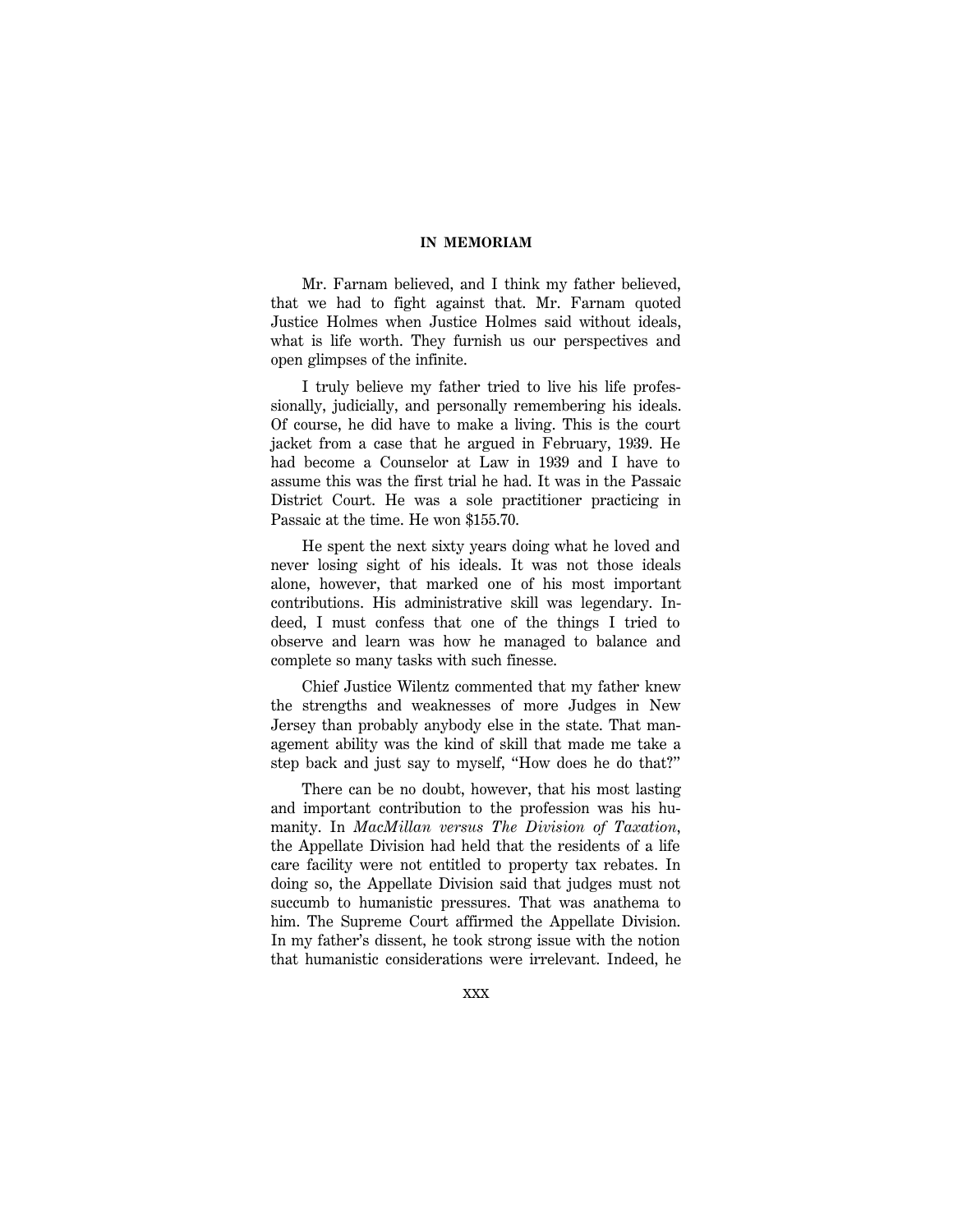Mr. Farnam believed, and I think my father believed, that we had to fight against that. Mr. Farnam quoted Justice Holmes when Justice Holmes said without ideals, what is life worth. They furnish us our perspectives and open glimpses of the infinite.

I truly believe my father tried to live his life professionally, judicially, and personally remembering his ideals. Of course, he did have to make a living. This is the court jacket from a case that he argued in February, 1939. He had become a Counselor at Law in 1939 and I have to assume this was the first trial he had. It was in the Passaic District Court. He was a sole practitioner practicing in Passaic at the time. He won $155.70.

He spent the next sixty years doing what he loved and never losing sight of his ideals. It was not those ideals alone, however, that marked one of his most important contributions. His administrative skill was legendary. Indeed, I must confess that one of the things I tried to observe and learn was how he managed to balance and complete so many tasks with such finesse.

Chief Justice Wilentz commented that my father knew the strengths and weaknesses of more Judges in New Jersey than probably anybody else in the state. That management ability was the kind of skill that made me take a step back and just say to myself, "How does he do that?"

There can be no doubt, however, that his most lasting and important contribution to the profession was his humanity. In *MacMillan versus The Division of Taxation*, the Appellate Division had held that the residents of a life care facility were not entitled to property tax rebates. In doing so, the Appellate Division said that judges must not succumb to humanistic pressures. That was anathema to him. The Supreme Court affirmed the Appellate Division. In my father's dissent, he took strong issue with the notion that humanistic considerations were irrelevant. Indeed, he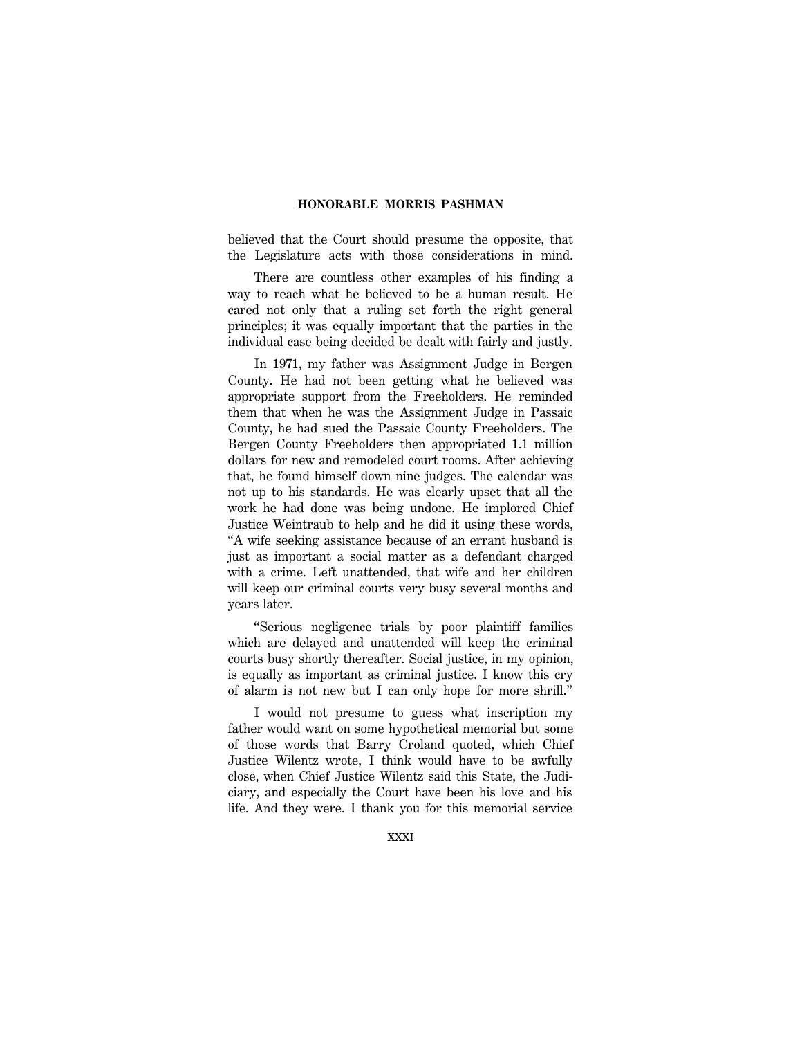believed that the Court should presume the opposite, that the Legislature acts with those considerations in mind.

There are countless other examples of his finding a way to reach what he believed to be a human result. He cared not only that a ruling set forth the right general principles; it was equally important that the parties in the individual case being decided be dealt with fairly and justly.

In 1971, my father was Assignment Judge in Bergen County. He had not been getting what he believed was appropriate support from the Freeholders. He reminded them that when he was the Assignment Judge in Passaic County, he had sued the Passaic County Freeholders. The Bergen County Freeholders then appropriated 1.1 million dollars for new and remodeled court rooms. After achieving that, he found himself down nine judges. The calendar was not up to his standards. He was clearly upset that all the work he had done was being undone. He implored Chief Justice Weintraub to help and he did it using these words, "A wife seeking assistance because of an errant husband is just as important a social matter as a defendant charged with a crime. Left unattended, that wife and her children will keep our criminal courts very busy several months and years later.

"Serious negligence trials by poor plaintiff families which are delayed and unattended will keep the criminal courts busy shortly thereafter. Social justice, in my opinion, is equally as important as criminal justice. I know this cry of alarm is not new but I can only hope for more shrill."

I would not presume to guess what inscription my father would want on some hypothetical memorial but some of those words that Barry Croland quoted, which Chief Justice Wilentz wrote, I think would have to be awfully close, when Chief Justice Wilentz said this State, the Judiciary, and especially the Court have been his love and his life. And they were. I thank you for this memorial service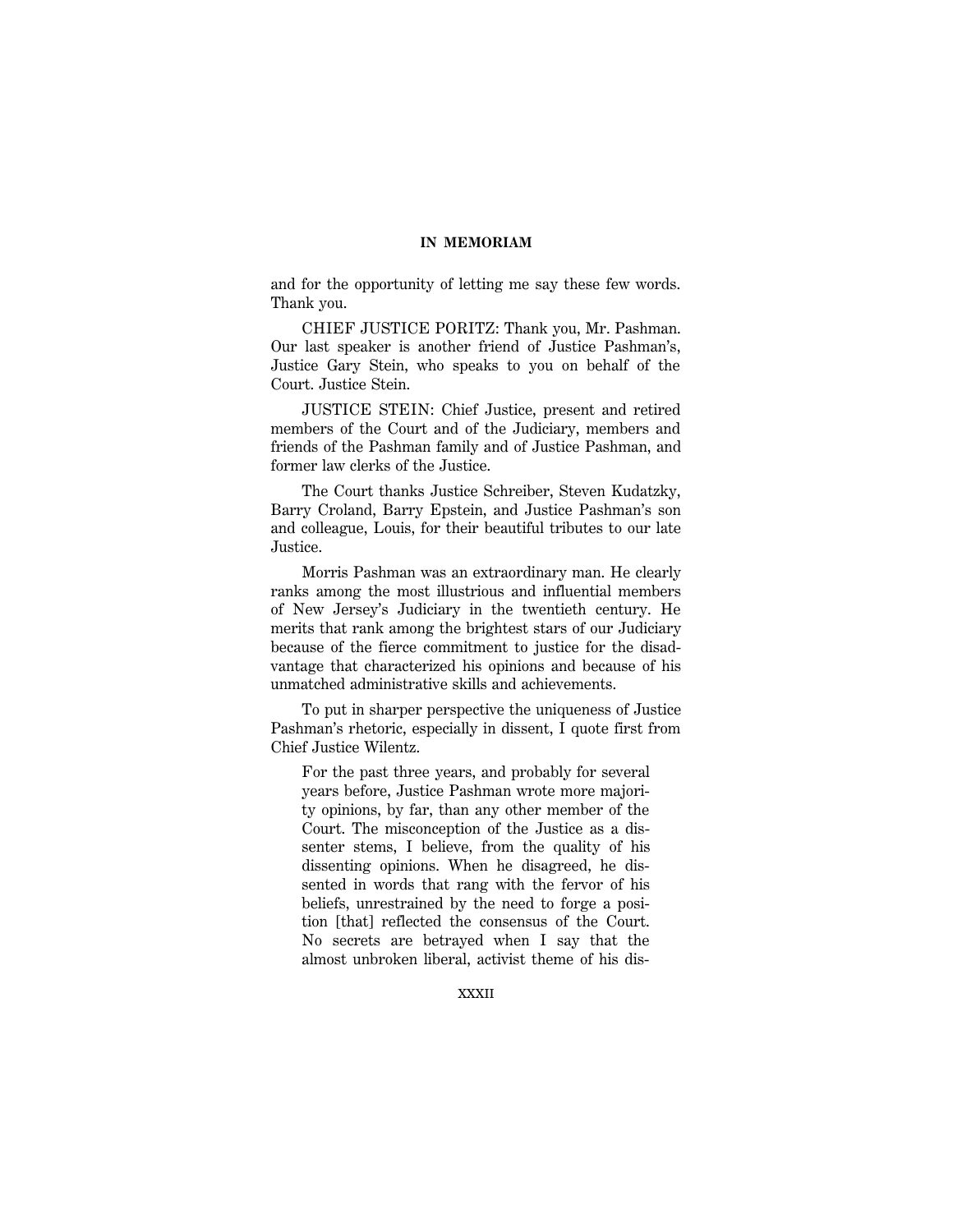and for the opportunity of letting me say these few words. Thank you.

CHIEF JUSTICE PORITZ: Thank you, Mr. Pashman. Our last speaker is another friend of Justice Pashman's, Justice Gary Stein, who speaks to you on behalf of the Court. Justice Stein.

JUSTICE STEIN: Chief Justice, present and retired members of the Court and of the Judiciary, members and friends of the Pashman family and of Justice Pashman, and former law clerks of the Justice.

The Court thanks Justice Schreiber, Steven Kudatzky, Barry Croland, Barry Epstein, and Justice Pashman's son and colleague, Louis, for their beautiful tributes to our late Justice.

Morris Pashman was an extraordinary man. He clearly ranks among the most illustrious and influential members of New Jersey's Judiciary in the twentieth century. He merits that rank among the brightest stars of our Judiciary because of the fierce commitment to justice for the disadvantage that characterized his opinions and because of his unmatched administrative skills and achievements.

To put in sharper perspective the uniqueness of Justice Pashman's rhetoric, especially in dissent, I quote first from Chief Justice Wilentz.

> For the past three years, and probably for several years before, Justice Pashman wrote more majority opinions, by far, than any other member of the Court. The misconception of the Justice as a dissenter stems, I believe, from the quality of his dissenting opinions. When he disagreed, he dissented in words that rang with the fervor of his beliefs, unrestrained by the need to forge a position [that] reflected the consensus of the Court. No secrets are betrayed when I say that the almost unbroken liberal, activist theme of his dis-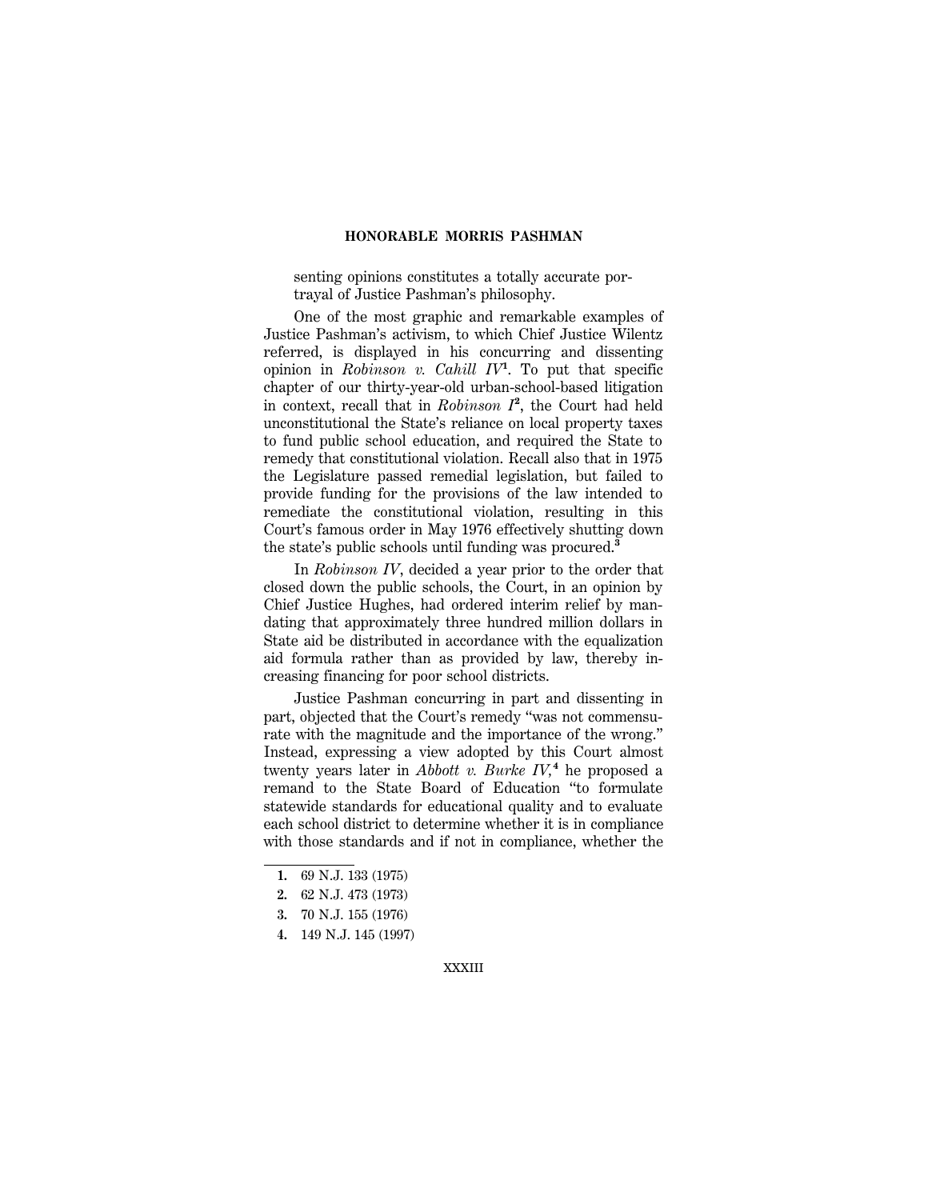senting opinions constitutes a totally accurate portrayal of Justice Pashman's philosophy.

One of the most graphic and remarkable examples of Justice Pashman's activism, to which Chief Justice Wilentz referred, is displayed in his concurring and dissenting opinion in *Robinson v. Cahill IV*[1]. To put that specific chapter of our thirty-year-old urban-school-based litigation in context, recall that in *Robinson I*[2], the Court had held unconstitutional the State's reliance on local property taxes to fund public school education, and required the State to remedy that constitutional violation. Recall also that in 1975 the Legislature passed remedial legislation, but failed to provide funding for the provisions of the law intended to remediate the constitutional violation, resulting in this Court's famous order in May 1976 effectively shutting down the state's public schools until funding was procured.[3]

In *Robinson IV*, decided a year prior to the order that closed down the public schools, the Court, in an opinion by Chief Justice Hughes, had ordered interim relief by mandating that approximately three hundred million dollars in State aid be distributed in accordance with the equalization aid formula rather than as provided by law, thereby increasing financing for poor school districts.

Justice Pashman concurring in part and dissenting in part, objected that the Court's remedy "was not commensurate with the magnitude and the importance of the wrong." Instead, expressing a view adopted by this Court almost twenty years later in *Abbott v. Burke IV*,[4] he proposed a remand to the State Board of Education "to formulate statewide standards for educational quality and to evaluate each school district to determine whether it is in compliance with those standards and if not in compliance, whether the

---

1. 69 N.J. 133 (1975)
2. 62 N.J. 473 (1973)
3. 70 N.J. 155 (1976)
4. 149 N.J. 145 (1997)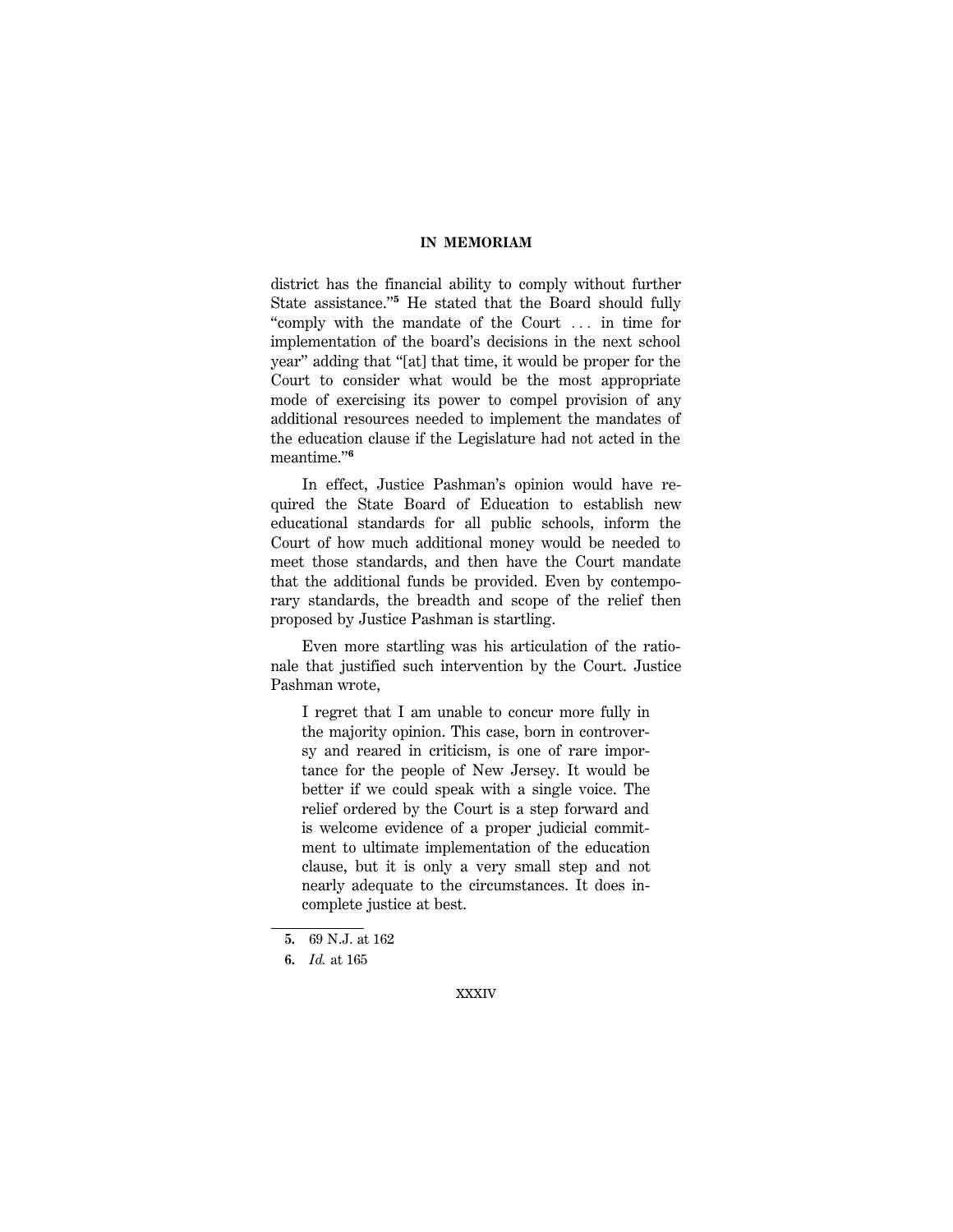district has the financial ability to comply without further State assistance."[5] He stated that the Board should fully "comply with the mandate of the Court ... in time for implementation of the board's decisions in the next school year" adding that "[at] that time, it would be proper for the Court to consider what would be the most appropriate mode of exercising its power to compel provision of any additional resources needed to implement the mandates of the education clause if the Legislature had not acted in the meantime."[6]

In effect, Justice Pashman's opinion would have required the State Board of Education to establish new educational standards for all public schools, inform the Court of how much additional money would be needed to meet those standards, and then have the Court mandate that the additional funds be provided. Even by contemporary standards, the breadth and scope of the relief then proposed by Justice Pashman is startling.

Even more startling was his articulation of the rationale that justified such intervention by the Court. Justice Pashman wrote,

> I regret that I am unable to concur more fully in the majority opinion. This case, born in controversy and reared in criticism, is one of rare importance for the people of New Jersey. It would be better if we could speak with a single voice. The relief ordered by the Court is a step forward and is welcome evidence of a proper judicial commitment to ultimate implementation of the education clause, but it is only a very small step and not nearly adequate to the circumstances. It does incomplete justice at best.

---

**5.** 69 N.J. at 162

**6.** *Id.* at 165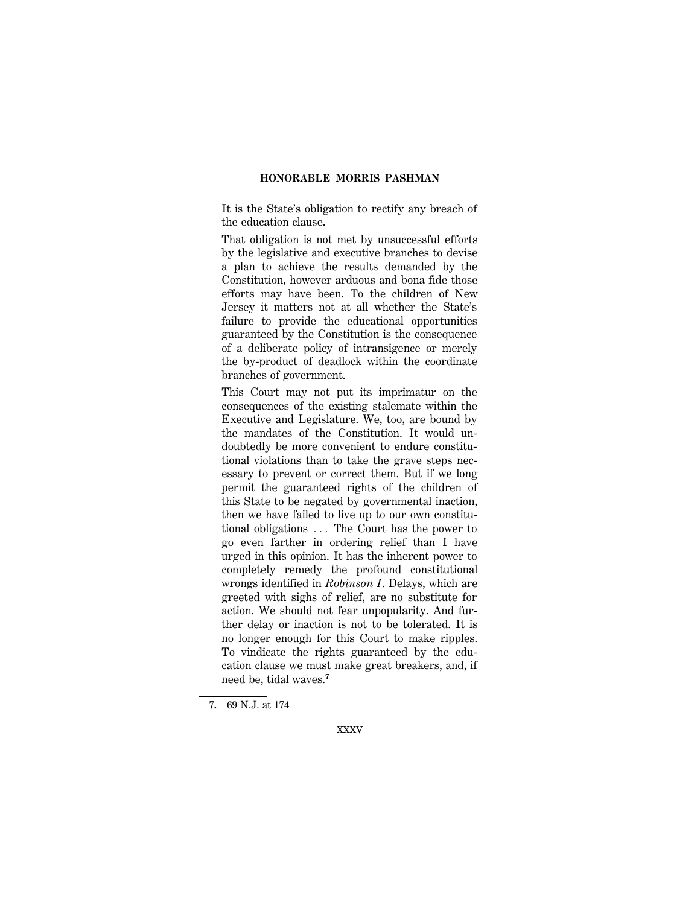It is the State's obligation to rectify any breach of the education clause.

That obligation is not met by unsuccessful efforts by the legislative and executive branches to devise a plan to achieve the results demanded by the Constitution, however arduous and bona fide those efforts may have been. To the children of New Jersey it matters not at all whether the State's failure to provide the educational opportunities guaranteed by the Constitution is the consequence of a deliberate policy of intransigence or merely the by-product of deadlock within the coordinate branches of government.

This Court may not put its imprimatur on the consequences of the existing stalemate within the Executive and Legislature. We, too, are bound by the mandates of the Constitution. It would undoubtedly be more convenient to endure constitutional violations than to take the grave steps necessary to prevent or correct them. But if we long permit the guaranteed rights of the children of this State to be negated by governmental inaction, then we have failed to live up to our own constitutional obligations . . . The Court has the power to go even farther in ordering relief than I have urged in this opinion. It has the inherent power to completely remedy the profound constitutional wrongs identified in *Robinson I*. Delays, which are greeted with sighs of relief, are no substitute for action. We should not fear unpopularity. And further delay or inaction is not to be tolerated. It is no longer enough for this Court to make ripples. To vindicate the rights guaranteed by the education clause we must make great breakers, and, if need be, tidal waves.[7]

---

**7.** 69 N.J. at 174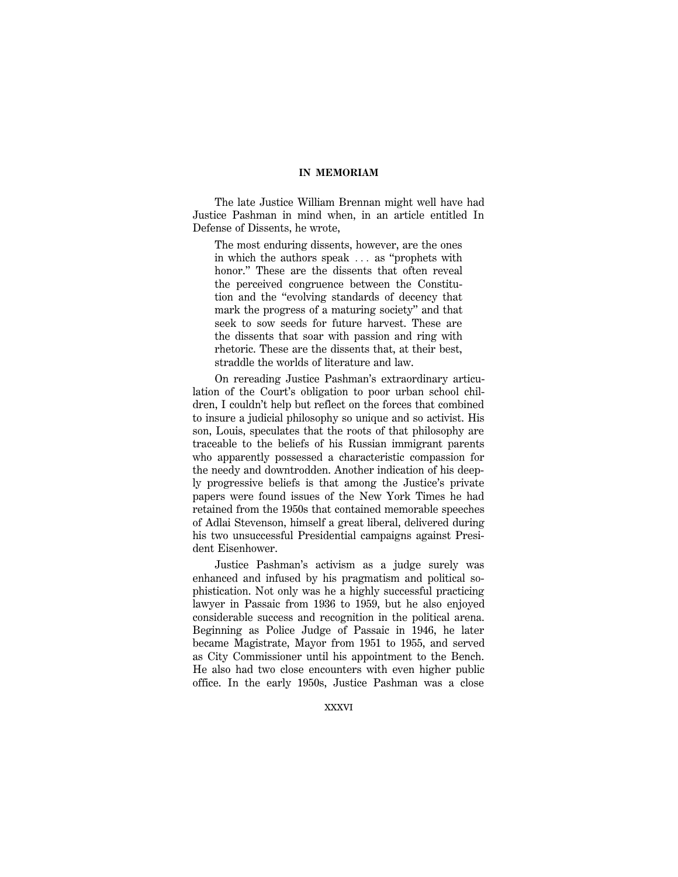## IN MEMORIAM

The late Justice William Brennan might well have had Justice Pashman in mind when, in an article entitled In Defense of Dissents, he wrote,

> The most enduring dissents, however, are the ones in which the authors speak . . . as "prophets with honor." These are the dissents that often reveal the perceived congruence between the Constitution and the "evolving standards of decency that mark the progress of a maturing society" and that seek to sow seeds for future harvest. These are the dissents that soar with passion and ring with rhetoric. These are the dissents that, at their best, straddle the worlds of literature and law.

On rereading Justice Pashman's extraordinary articulation of the Court's obligation to poor urban school children, I couldn't help but reflect on the forces that combined to insure a judicial philosophy so unique and so activist. His son, Louis, speculates that the roots of that philosophy are traceable to the beliefs of his Russian immigrant parents who apparently possessed a characteristic compassion for the needy and downtrodden. Another indication of his deeply progressive beliefs is that among the Justice's private papers were found issues of the New York Times he had retained from the 1950s that contained memorable speeches of Adlai Stevenson, himself a great liberal, delivered during his two unsuccessful Presidential campaigns against President Eisenhower.

Justice Pashman's activism as a judge surely was enhanced and infused by his pragmatism and political sophistication. Not only was he a highly successful practicing lawyer in Passaic from 1936 to 1959, but he also enjoyed considerable success and recognition in the political arena. Beginning as Police Judge of Passaic in 1946, he later became Magistrate, Mayor from 1951 to 1955, and served as City Commissioner until his appointment to the Bench. He also had two close encounters with even higher public office. In the early 1950s, Justice Pashman was a close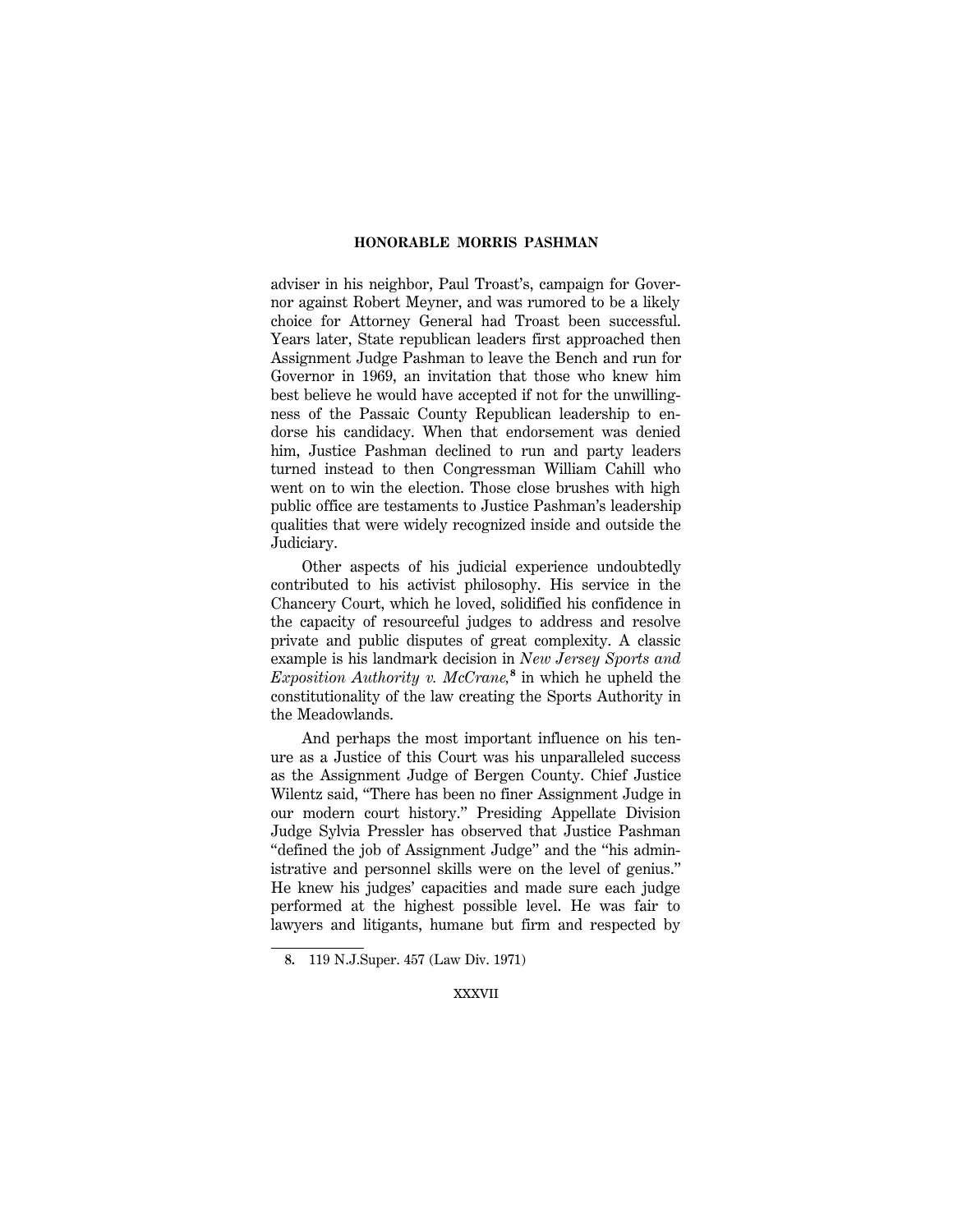adviser in his neighbor, Paul Troast's, campaign for Governor against Robert Meyner, and was rumored to be a likely choice for Attorney General had Troast been successful. Years later, State republican leaders first approached then Assignment Judge Pashman to leave the Bench and run for Governor in 1969, an invitation that those who knew him best believe he would have accepted if not for the unwillingness of the Passaic County Republican leadership to endorse his candidacy. When that endorsement was denied him, Justice Pashman declined to run and party leaders turned instead to then Congressman William Cahill who went on to win the election. Those close brushes with high public office are testaments to Justice Pashman's leadership qualities that were widely recognized inside and outside the Judiciary.

Other aspects of his judicial experience undoubtedly contributed to his activist philosophy. His service in the Chancery Court, which he loved, solidified his confidence in the capacity of resourceful judges to address and resolve private and public disputes of great complexity. A classic example is his landmark decision in *New Jersey Sports and Exposition Authority v. McCrane*,[8] in which he upheld the constitutionality of the law creating the Sports Authority in the Meadowlands.

And perhaps the most important influence on his tenure as a Justice of this Court was his unparalleled success as the Assignment Judge of Bergen County. Chief Justice Wilentz said, "There has been no finer Assignment Judge in our modern court history." Presiding Appellate Division Judge Sylvia Pressler has observed that Justice Pashman "defined the job of Assignment Judge" and the "his administrative and personnel skills were on the level of genius." He knew his judges' capacities and made sure each judge performed at the highest possible level. He was fair to lawyers and litigants, humane but firm and respected by

---

8. 119 N.J.Super. 457 (Law Div. 1971)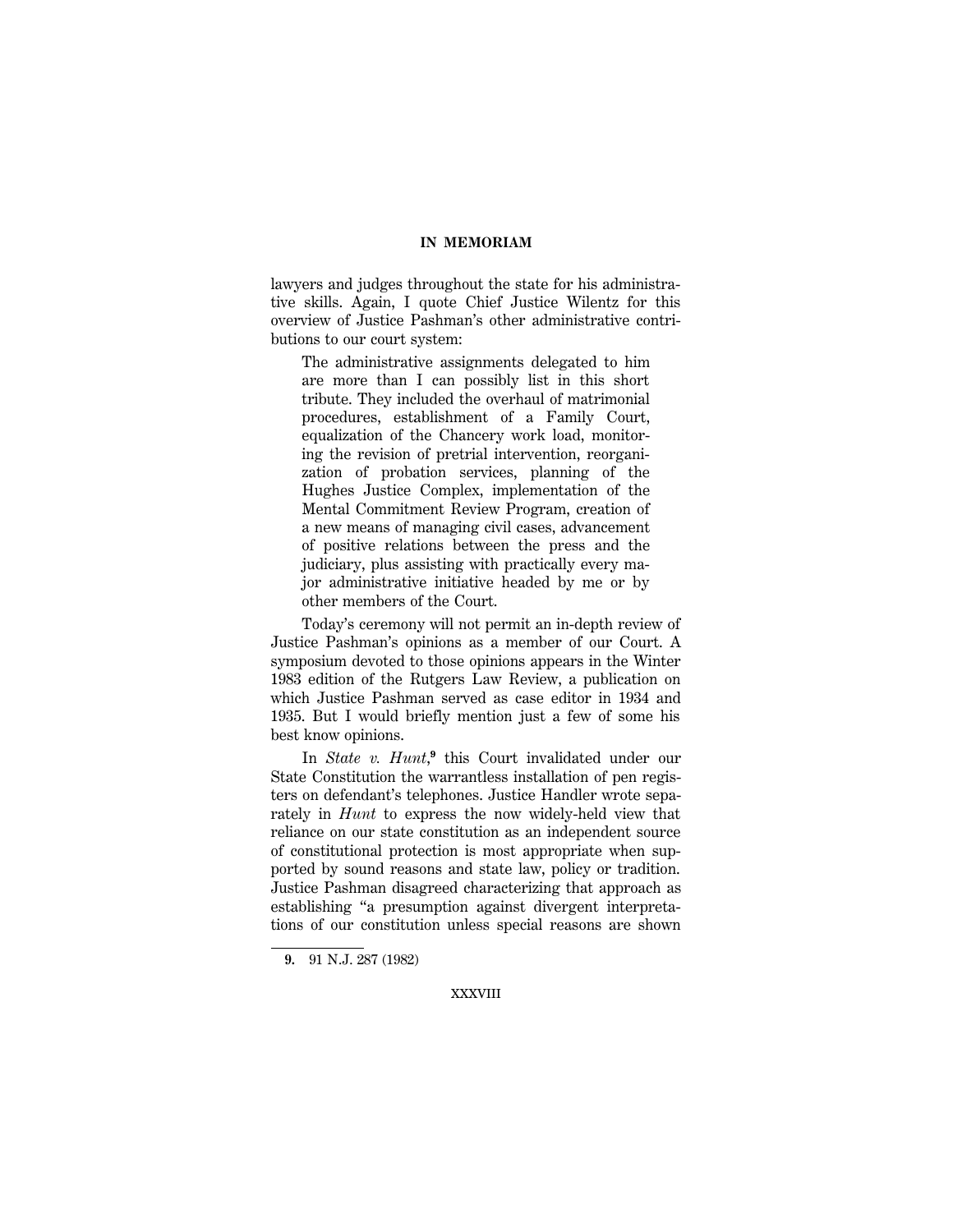lawyers and judges throughout the state for his administrative skills. Again, I quote Chief Justice Wilentz for this overview of Justice Pashman's other administrative contributions to our court system:

> The administrative assignments delegated to him are more than I can possibly list in this short tribute. They included the overhaul of matrimonial procedures, establishment of a Family Court, equalization of the Chancery work load, monitoring the revision of pretrial intervention, reorganization of probation services, planning of the Hughes Justice Complex, implementation of the Mental Commitment Review Program, creation of a new means of managing civil cases, advancement of positive relations between the press and the judiciary, plus assisting with practically every major administrative initiative headed by me or by other members of the Court.

Today's ceremony will not permit an in-depth review of Justice Pashman's opinions as a member of our Court. A symposium devoted to those opinions appears in the Winter 1983 edition of the Rutgers Law Review, a publication on which Justice Pashman served as case editor in 1934 and 1935. But I would briefly mention just a few of some his best know opinions.

In *State v. Hunt*,[9] this Court invalidated under our State Constitution the warrantless installation of pen registers on defendant's telephones. Justice Handler wrote separately in *Hunt* to express the now widely-held view that reliance on our state constitution as an independent source of constitutional protection is most appropriate when supported by sound reasons and state law, policy or tradition. Justice Pashman disagreed characterizing that approach as establishing "a presumption against divergent interpretations of our constitution unless special reasons are shown

---

**9.** 91 N.J. 287 (1982)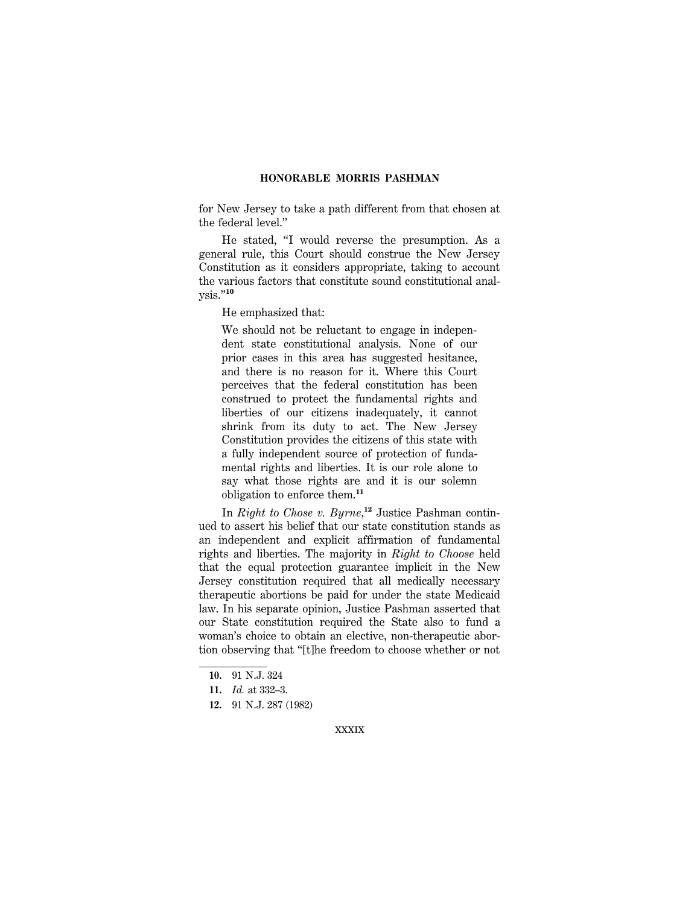for New Jersey to take a path different from that chosen at the federal level."

He stated, "I would reverse the presumption. As a general rule, this Court should construe the New Jersey Constitution as it considers appropriate, taking to account the various factors that constitute sound constitutional analysis."[10]

He emphasized that:

> We should not be reluctant to engage in independent state constitutional analysis. None of our prior cases in this area has suggested hesitance, and there is no reason for it. Where this Court perceives that the federal constitution has been construed to protect the fundamental rights and liberties of our citizens inadequately, it cannot shrink from its duty to act. The New Jersey Constitution provides the citizens of this state with a fully independent source of protection of fundamental rights and liberties. It is our role alone to say what those rights are and it is our solemn obligation to enforce them.[11]

In *Right to Chose v. Byrne*,[12] Justice Pashman continued to assert his belief that our state constitution stands as an independent and explicit affirmation of fundamental rights and liberties. The majority in *Right to Choose* held that the equal protection guarantee implicit in the New Jersey constitution required that all medically necessary therapeutic abortions be paid for under the state Medicaid law. In his separate opinion, Justice Pashman asserted that our State constitution required the State also to fund a woman's choice to obtain an elective, non-therapeutic abortion observing that "[t]he freedom to choose whether or not

---

**10.** 91 N.J. 324

**11.** *Id.* at 332–3.

**12.** 91 N.J. 287 (1982)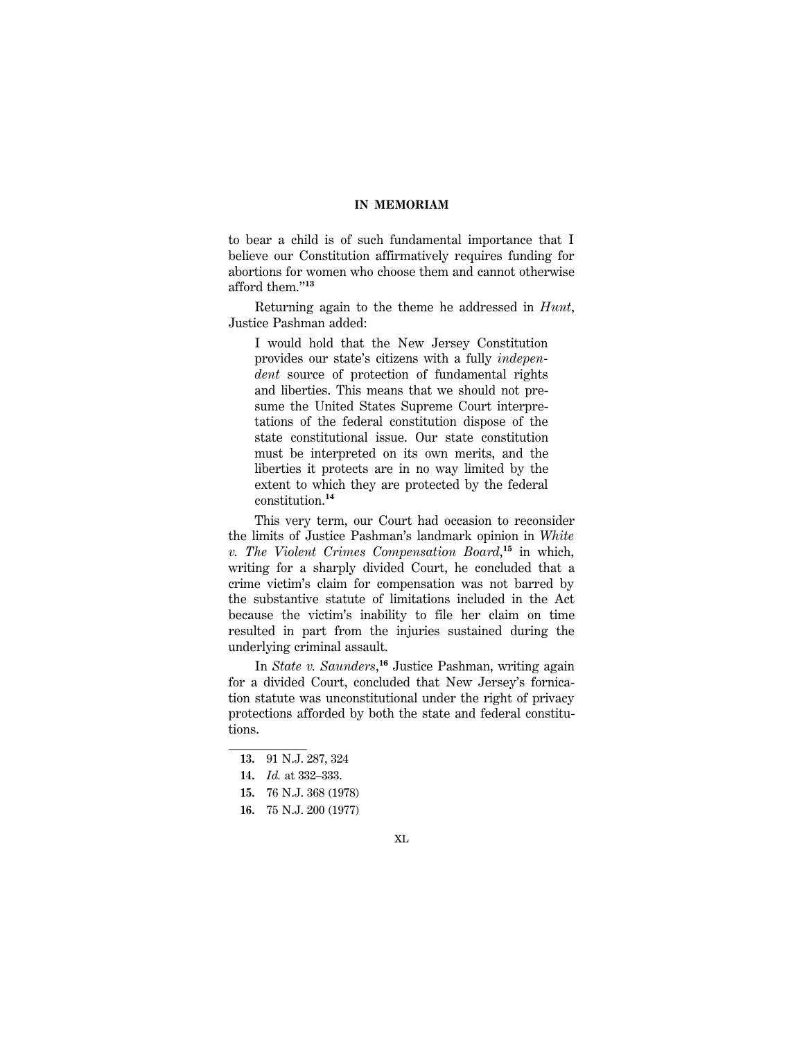to bear a child is of such fundamental importance that I believe our Constitution affirmatively requires funding for abortions for women who choose them and cannot otherwise afford them."[13]

Returning again to the theme he addressed in *Hunt*, Justice Pashman added:

> I would hold that the New Jersey Constitution provides our state's citizens with a fully *independent* source of protection of fundamental rights and liberties. This means that we should not presume the United States Supreme Court interpretations of the federal constitution dispose of the state constitutional issue. Our state constitution must be interpreted on its own merits, and the liberties it protects are in no way limited by the extent to which they are protected by the federal constitution.[14]

This very term, our Court had occasion to reconsider the limits of Justice Pashman's landmark opinion in *White v. The Violent Crimes Compensation Board*,[15] in which, writing for a sharply divided Court, he concluded that a crime victim's claim for compensation was not barred by the substantive statute of limitations included in the Act because the victim's inability to file her claim on time resulted in part from the injuries sustained during the underlying criminal assault.

In *State v. Saunders*,[16] Justice Pashman, writing again for a divided Court, concluded that New Jersey's fornication statute was unconstitutional under the right of privacy protections afforded by both the state and federal constitutions.

---

**13.** 91 N.J. 287, 324

**14.** *Id.* at 332–333.

**15.** 76 N.J. 368 (1978)

**16.** 75 N.J. 200 (1977)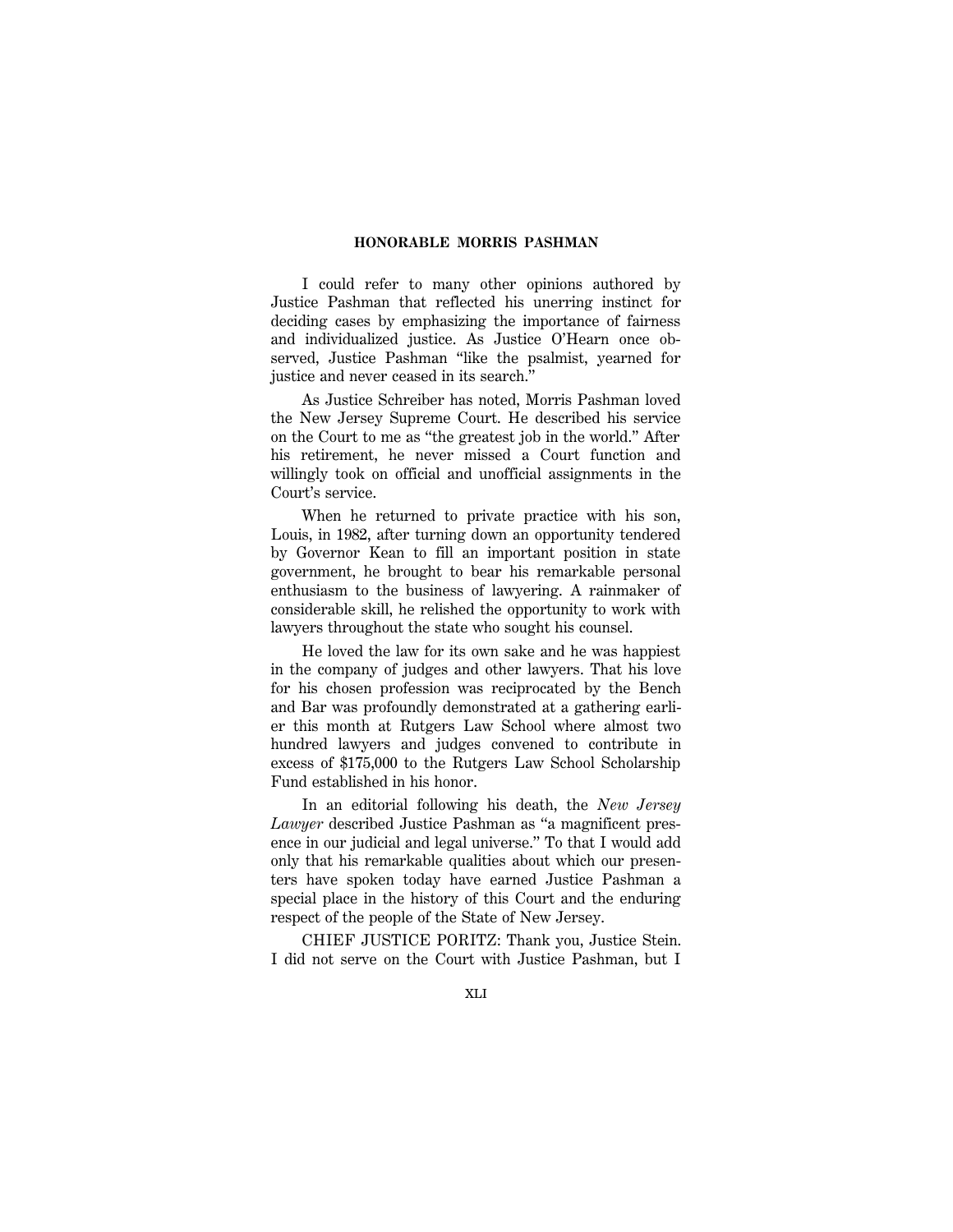I could refer to many other opinions authored by Justice Pashman that reflected his unerring instinct for deciding cases by emphasizing the importance of fairness and individualized justice. As Justice O'Hearn once observed, Justice Pashman "like the psalmist, yearned for justice and never ceased in its search."

As Justice Schreiber has noted, Morris Pashman loved the New Jersey Supreme Court. He described his service on the Court to me as "the greatest job in the world." After his retirement, he never missed a Court function and willingly took on official and unofficial assignments in the Court's service.

When he returned to private practice with his son, Louis, in 1982, after turning down an opportunity tendered by Governor Kean to fill an important position in state government, he brought to bear his remarkable personal enthusiasm to the business of lawyering. A rainmaker of considerable skill, he relished the opportunity to work with lawyers throughout the state who sought his counsel.

He loved the law for its own sake and he was happiest in the company of judges and other lawyers. That his love for his chosen profession was reciprocated by the Bench and Bar was profoundly demonstrated at a gathering earlier this month at Rutgers Law School where almost two hundred lawyers and judges convened to contribute in excess of $175,000 to the Rutgers Law School Scholarship Fund established in his honor.

In an editorial following his death, the *New Jersey Lawyer* described Justice Pashman as "a magnificent presence in our judicial and legal universe." To that I would add only that his remarkable qualities about which our presenters have spoken today have earned Justice Pashman a special place in the history of this Court and the enduring respect of the people of the State of New Jersey.

CHIEF JUSTICE PORITZ: Thank you, Justice Stein. I did not serve on the Court with Justice Pashman, but I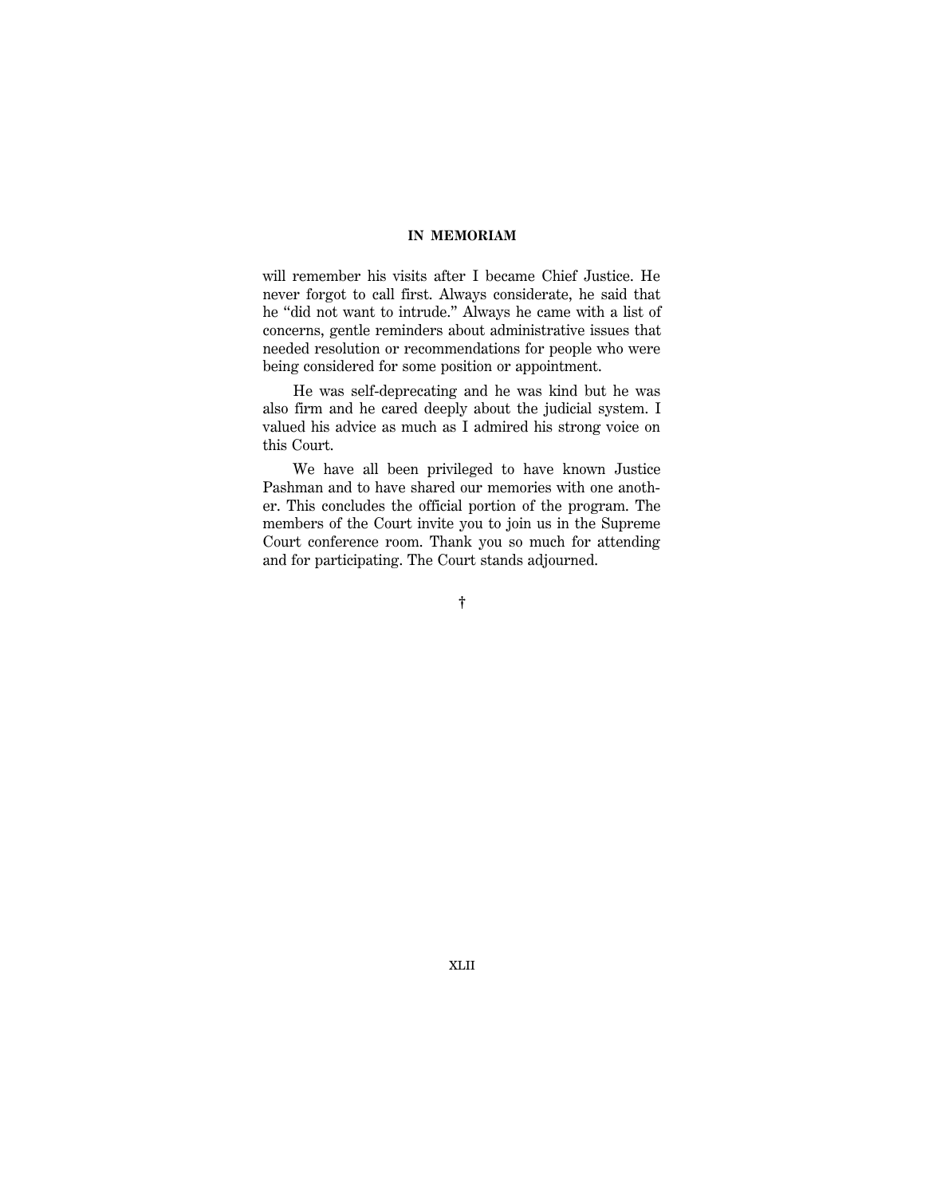will remember his visits after I became Chief Justice. He never forgot to call first. Always considerate, he said that he "did not want to intrude." Always he came with a list of concerns, gentle reminders about administrative issues that needed resolution or recommendations for people who were being considered for some position or appointment.

He was self-deprecating and he was kind but he was also firm and he cared deeply about the judicial system. I valued his advice as much as I admired his strong voice on this Court.

We have all been privileged to have known Justice Pashman and to have shared our memories with one another. This concludes the official portion of the program. The members of the Court invite you to join us in the Supreme Court conference room. Thank you so much for attending and for participating. The Court stands adjourned.

†